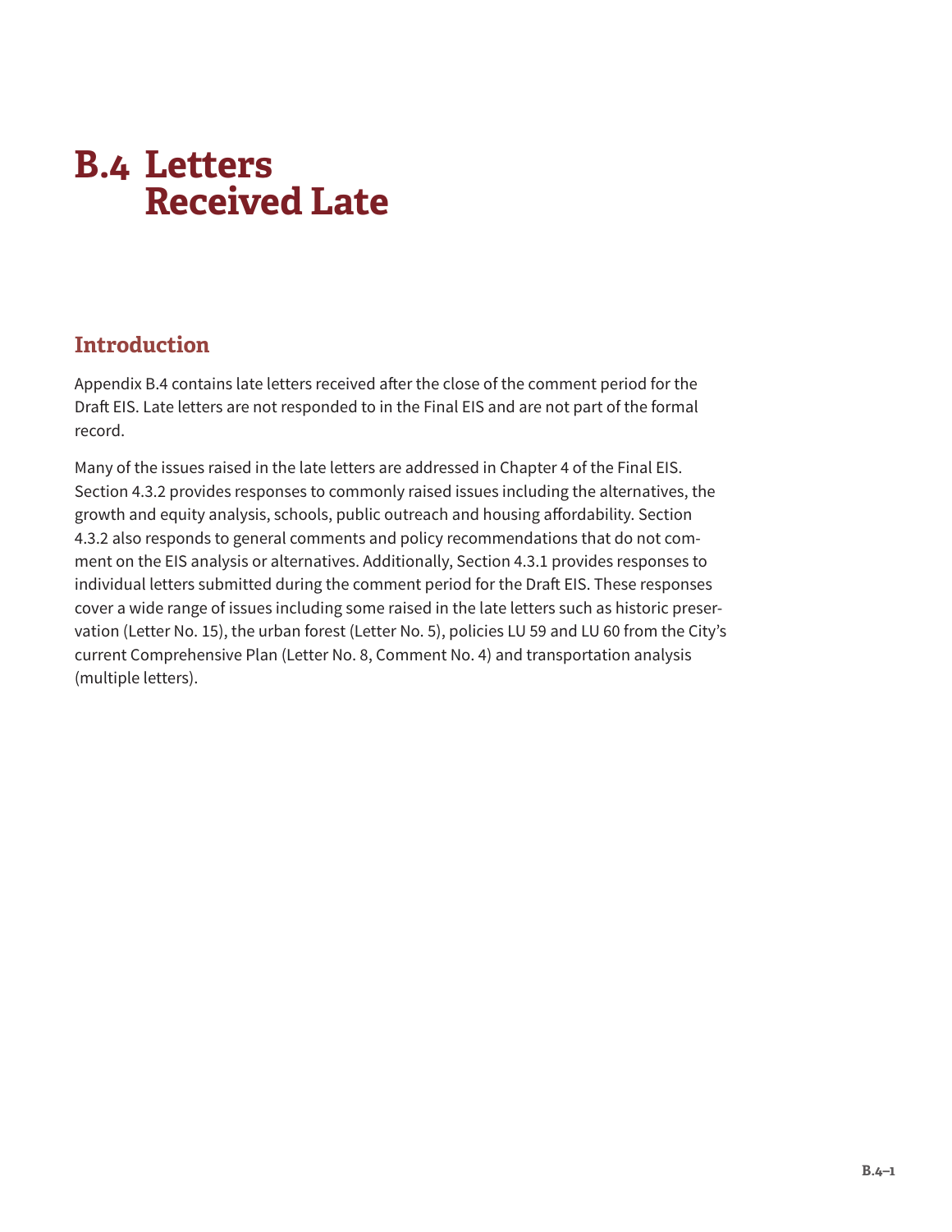# B.4 Letters Received Late

## Introduction

Appendix B.4 contains late letters received after the close of the comment period for the Draft EIS. Late letters are not responded to in the Final EIS and are not part of the formal record.

Many of the issues raised in the late letters are addressed in Chapter 4 of the Final EIS. Section 4.3.2 provides responses to commonly raised issues including the alternatives, the growth and equity analysis, schools, public outreach and housing affordability. Section 4.3.2 also responds to general comments and policy recommendations that do not comment on the EIS analysis or alternatives. Additionally, Section 4.3.1 provides responses to individual letters submitted during the comment period for the Draft EIS. These responses cover a wide range of issues including some raised in the late letters such as historic preservation (Letter No. 15), the urban forest (Letter No. 5), policies LU 59 and LU 60 from the City's current Comprehensive Plan (Letter No. 8, Comment No. 4) and transportation analysis (multiple letters).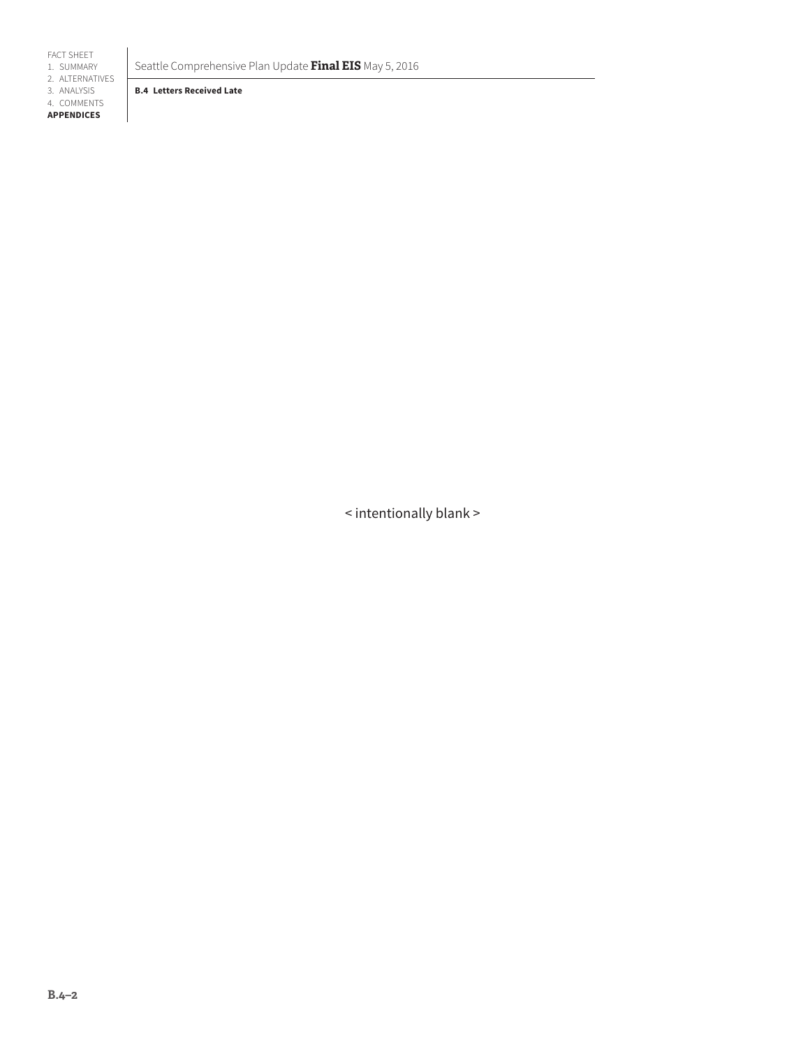< intentionally blank >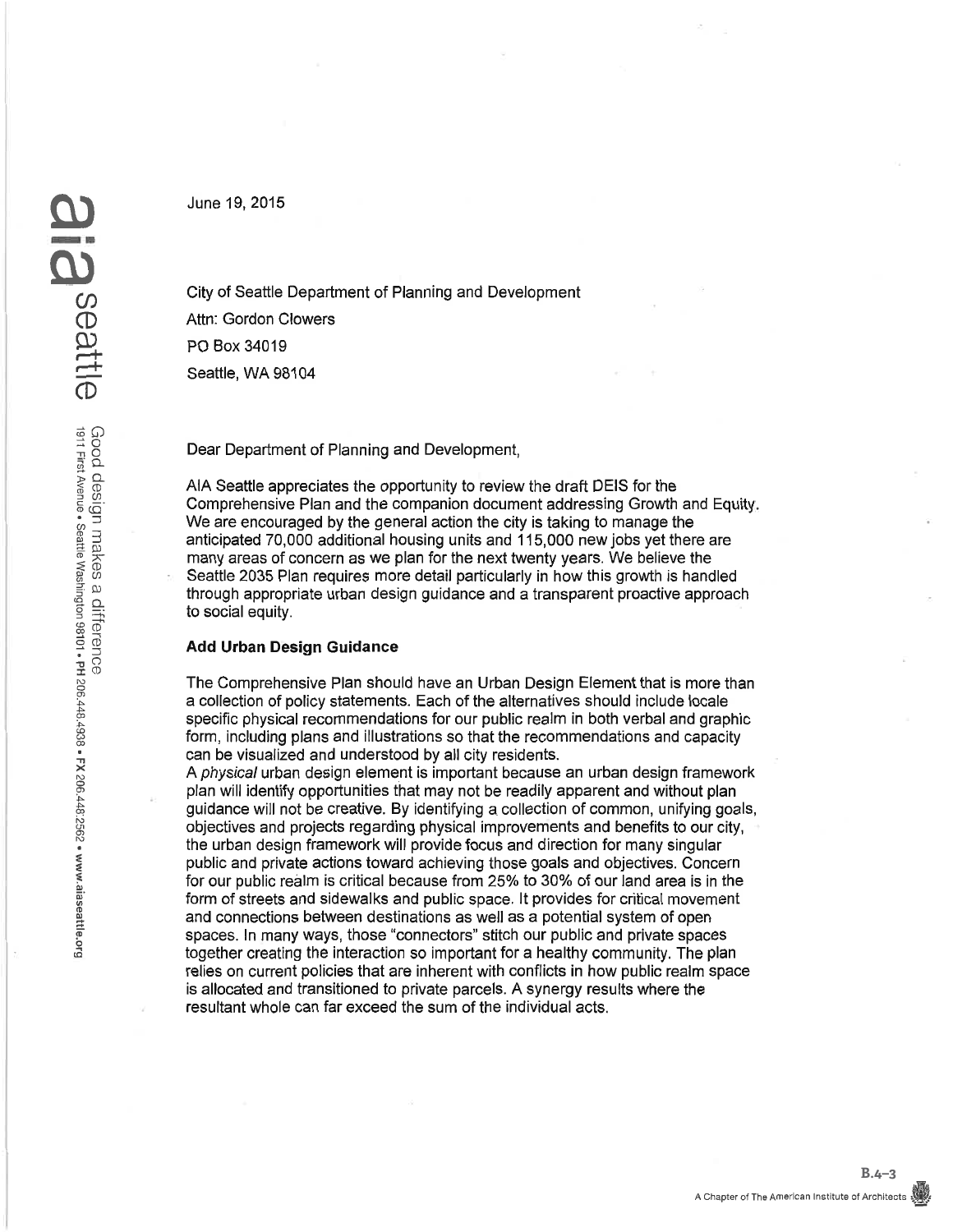June 19, 2015

City of Seattle Department of Planning and Development

Attn: Gordon Clowers

PO Box 34019

Seattle, WA 98104

Dear Department of Planning and Development,

AIA Seattle appreciates the opportunity to review the draft DEIS for the Comprehensive Plan and the companion document addressing Growth and Equity. We are encouraged by the general action the city is taking to manage the anticipated 70,000 additional housing units and 115,000 new jobs yet there are many areas of concern as we plan for the next twenty years. We believe the Seattle 2035 Plan requires more detail particularly in how this growth is handled through appropriate urban design guidance and a transparent proactive approach to social equity.

**Add Urban Design Guidance**

The Comprehensive Plan should have an Urban Design Element that is more than a collection of policy statements. Each of the alternatives should include locale specific physical recommendations for our public realm in both verbal and graphic form, including plans and illustrations so that the recommendations and capacity can be visualized and understood by all city residents.

A *physical* urban design element is important because an urban design framework plan will identify opportunities that may not be readily apparent and without plan guidance will not be creative. By identifying a collection of common, unifying goals, objectives and projects regarding physical improvements and benefits to our city, the urban design framework will provide focus and direction for many singular public and private actions toward achieving those goals and objectives. Concern for our public realm is critical because from 25% to 30% of our land area is in the form of streets and sidewalks and public space. It provides for critical movement and connections between destinations as well as a potential system of open spaces. In many ways, those "connectors" stitch our public and private spaces together creating the interaction so important for a healthy community. The plan relies on current policies that are inherent with conflicts in how public realm space is allocated and transitioned to private parcels. A synergy results where the resultant whole can far exceed the sum of the individual acts.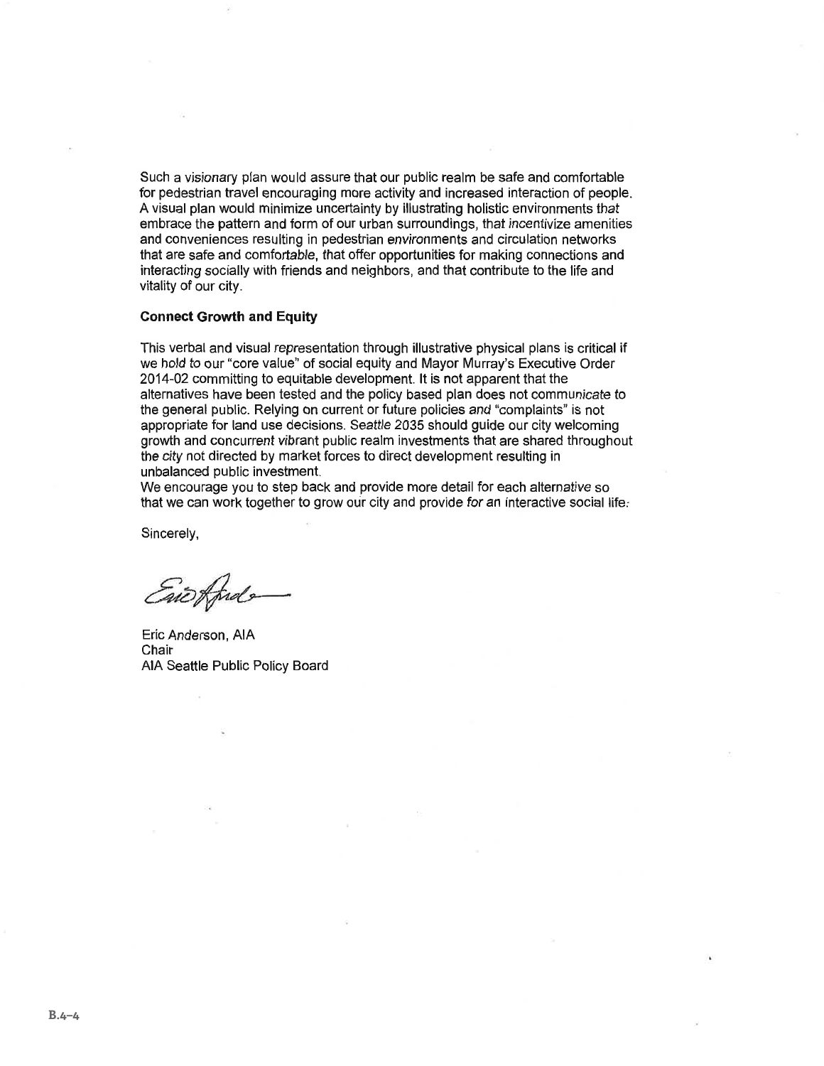Such a visionary plan would assure that our public realm be safe and comfortable for pedestrian travel encouraging more activity and increased interaction of people. A visual plan would minimize uncertainty by illustrating holistic environments that embrace the pattern and form of our urban surroundings, that incentivize amenities and conveniences resulting in pedestrian environments and circulation networks that are safe and comfortable, that offer opportunities for making connections and interacting socially with friends and neighbors, and that contribute to the life and vitality of our city.

**Connect Growth and Equity**

This verbal and visual representation through illustrative physical plans is critical if we hold to our "core value" of social equity and Mayor Murray's Executive Order 2014-02 committing to equitable development. It is not apparent that the alternatives have been tested and the policy based plan does not communicate to the general public. Relying on current or future policies and "complaints" is not appropriate for land use decisions. Seattle 2035 should guide our city welcoming growth and concurrent vibrant public realm investments that are shared throughout the city not directed by market forces to direct development resulting in unbalanced public investment.

We encourage you to step back and provide more detail for each alternative so that we can work together to grow our city and provide for an interactive social life.

Sincerely,

Eric Anderson, AIA
Chair
AIA Seattle Public Policy Board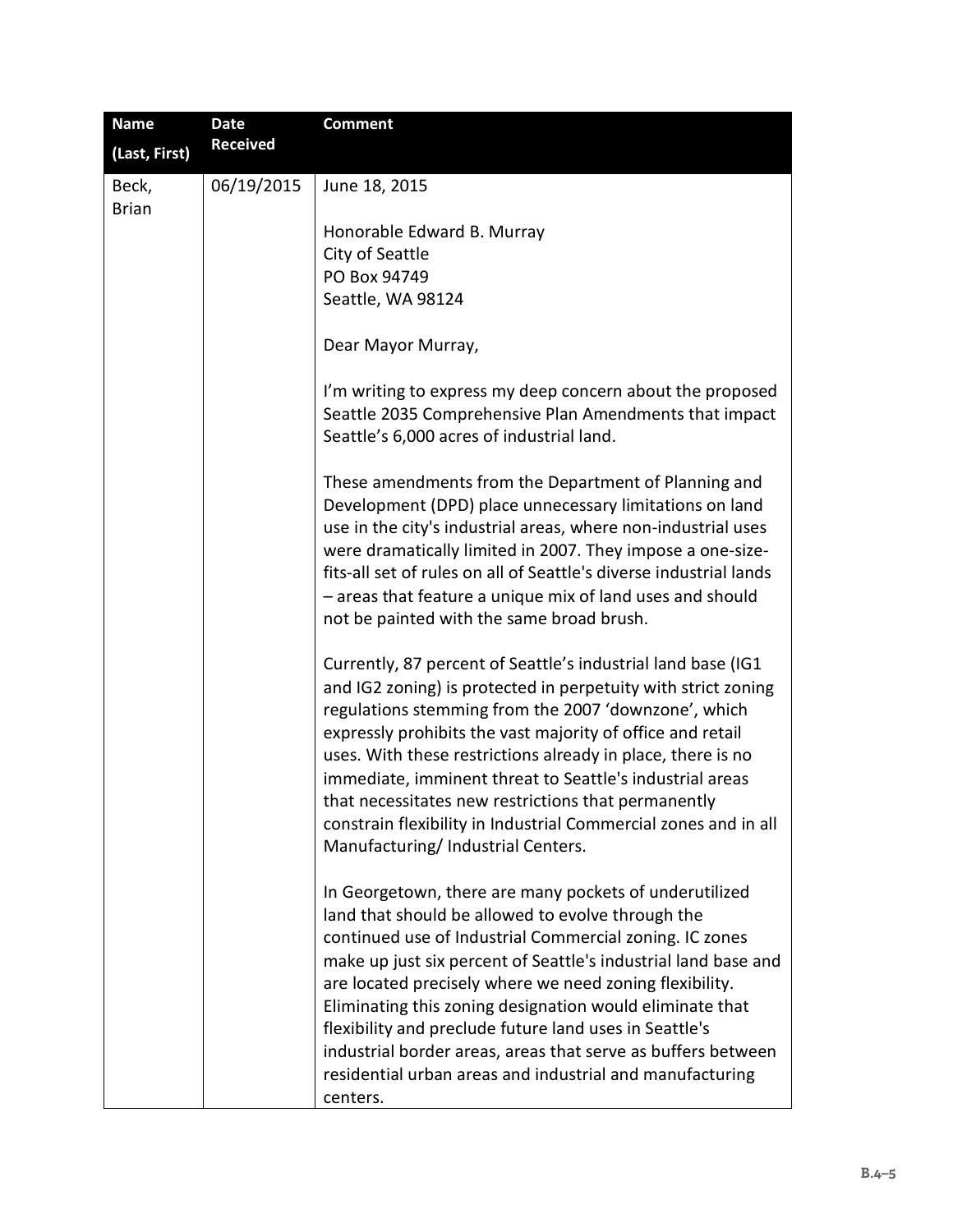| Name (Last, First) | Date Received | Comment |
|---|---|---|
| Beck, Brian | 06/19/2015 | June 18, 2015<br><br>Honorable Edward B. Murray<br>City of Seattle<br>PO Box 94749<br>Seattle, WA 98124<br><br>Dear Mayor Murray,<br><br>I'm writing to express my deep concern about the proposed Seattle 2035 Comprehensive Plan Amendments that impact Seattle's 6,000 acres of industrial land.<br><br>These amendments from the Department of Planning and Development (DPD) place unnecessary limitations on land use in the city's industrial areas, where non-industrial uses were dramatically limited in 2007. They impose a one-size-fits-all set of rules on all of Seattle's diverse industrial lands – areas that feature a unique mix of land uses and should not be painted with the same broad brush.<br><br>Currently, 87 percent of Seattle's industrial land base (IG1 and IG2 zoning) is protected in perpetuity with strict zoning regulations stemming from the 2007 'downzone', which expressly prohibits the vast majority of office and retail uses. With these restrictions already in place, there is no immediate, imminent threat to Seattle's industrial areas that necessitates new restrictions that permanently constrain flexibility in Industrial Commercial zones and in all Manufacturing/ Industrial Centers.<br><br>In Georgetown, there are many pockets of underutilized land that should be allowed to evolve through the continued use of Industrial Commercial zoning. IC zones make up just six percent of Seattle's industrial land base and are located precisely where we need zoning flexibility. Eliminating this zoning designation would eliminate that flexibility and preclude future land uses in Seattle's industrial border areas, areas that serve as buffers between residential urban areas and industrial and manufacturing centers. |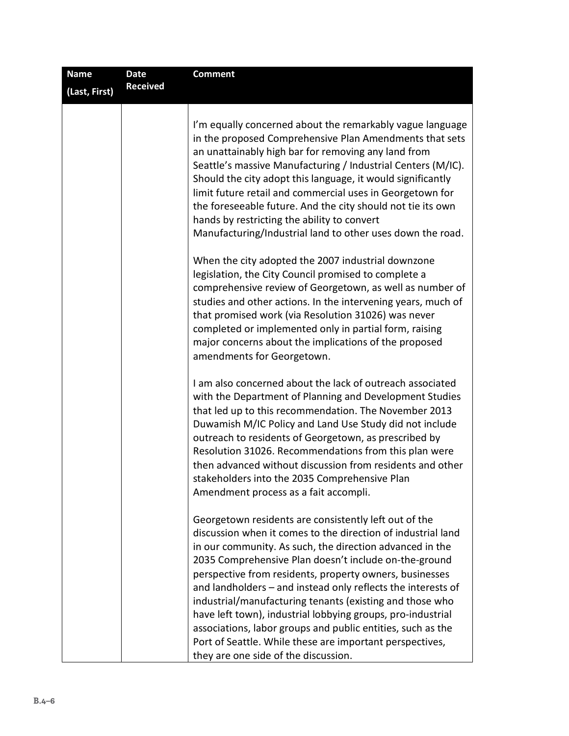| Name (Last, First) | Date Received | Comment |
|---|---|---|
| | | I'm equally concerned about the remarkably vague language in the proposed Comprehensive Plan Amendments that sets an unattainably high bar for removing any land from Seattle's massive Manufacturing / Industrial Centers (M/IC). Should the city adopt this language, it would significantly limit future retail and commercial uses in Georgetown for the foreseeable future. And the city should not tie its own hands by restricting the ability to convert Manufacturing/Industrial land to other uses down the road.<br><br>When the city adopted the 2007 industrial downzone legislation, the City Council promised to complete a comprehensive review of Georgetown, as well as number of studies and other actions. In the intervening years, much of that promised work (via Resolution 31026) was never completed or implemented only in partial form, raising major concerns about the implications of the proposed amendments for Georgetown.<br><br>I am also concerned about the lack of outreach associated with the Department of Planning and Development Studies that led up to this recommendation. The November 2013 Duwamish M/IC Policy and Land Use Study did not include outreach to residents of Georgetown, as prescribed by Resolution 31026. Recommendations from this plan were then advanced without discussion from residents and other stakeholders into the 2035 Comprehensive Plan Amendment process as a fait accompli.<br><br>Georgetown residents are consistently left out of the discussion when it comes to the direction of industrial land in our community. As such, the direction advanced in the 2035 Comprehensive Plan doesn't include on-the-ground perspective from residents, property owners, businesses and landholders – and instead only reflects the interests of industrial/manufacturing tenants (existing and those who have left town), industrial lobbying groups, pro-industrial associations, labor groups and public entities, such as the Port of Seattle. While these are important perspectives, they are one side of the discussion. |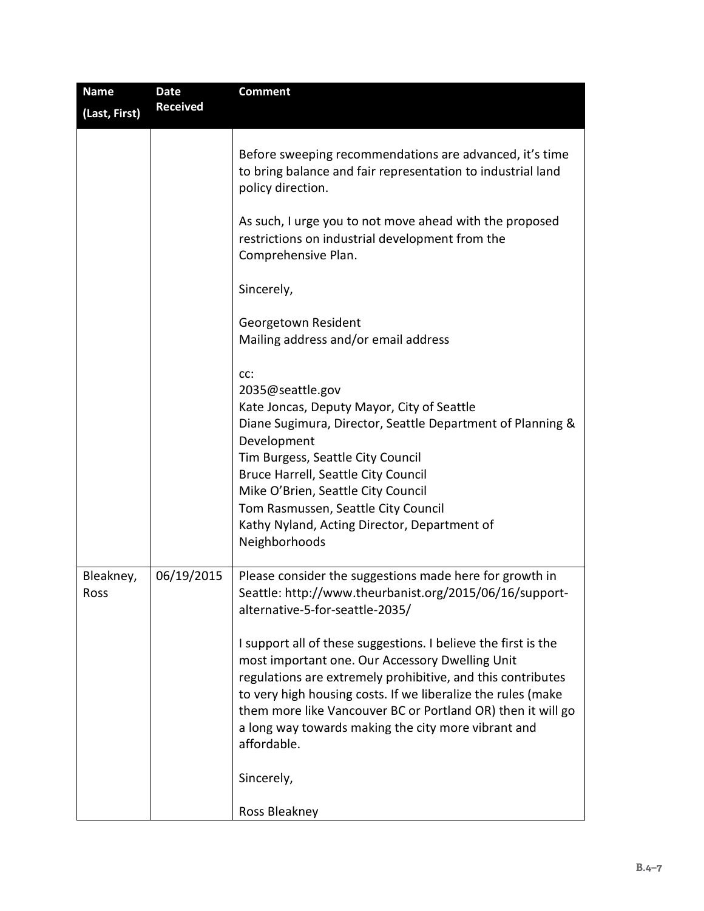| Name (Last, First) | Date Received | Comment |
|---|---|---|
| | | Before sweeping recommendations are advanced, it's time to bring balance and fair representation to industrial land policy direction.<br><br>As such, I urge you to not move ahead with the proposed restrictions on industrial development from the Comprehensive Plan.<br><br>Sincerely,<br><br>Georgetown Resident<br>Mailing address and/or email address<br><br>cc:<br>2035@seattle.gov<br>Kate Joncas, Deputy Mayor, City of Seattle<br>Diane Sugimura, Director, Seattle Department of Planning & Development<br>Tim Burgess, Seattle City Council<br>Bruce Harrell, Seattle City Council<br>Mike O'Brien, Seattle City Council<br>Tom Rasmussen, Seattle City Council<br>Kathy Nyland, Acting Director, Department of Neighborhoods |
| Bleakney, Ross | 06/19/2015 | Please consider the suggestions made here for growth in Seattle: http://www.theurbanist.org/2015/06/16/support-alternative-5-for-seattle-2035/<br><br>I support all of these suggestions. I believe the first is the most important one. Our Accessory Dwelling Unit regulations are extremely prohibitive, and this contributes to very high housing costs. If we liberalize the rules (make them more like Vancouver BC or Portland OR) then it will go a long way towards making the city more vibrant and affordable.<br><br>Sincerely,<br><br>Ross Bleakney |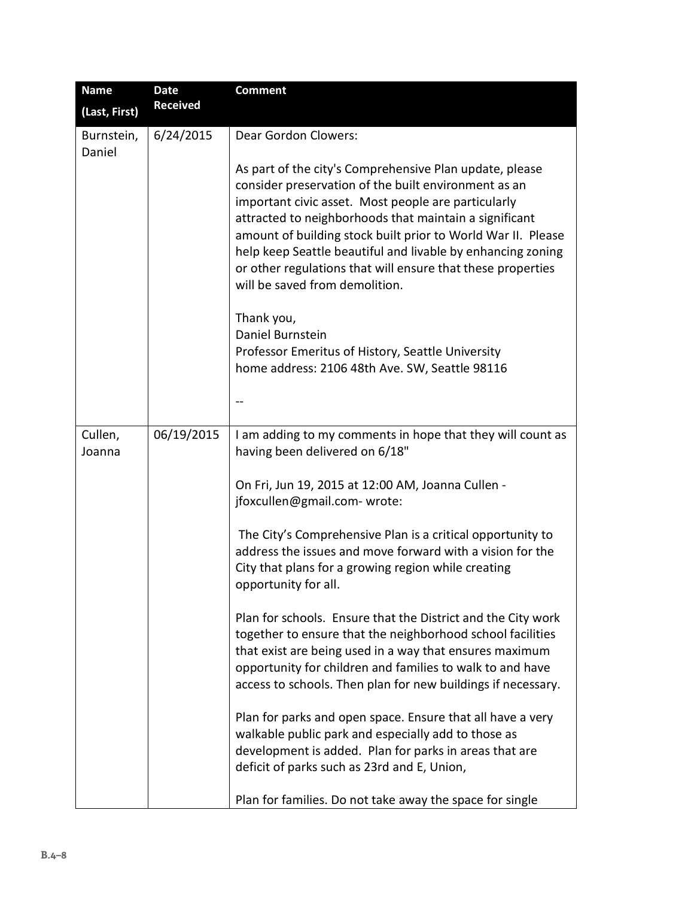| Name (Last, First) | Date Received | Comment |
| --- | --- | --- |
| Burnstein, Daniel | 6/24/2015 | Dear Gordon Clowers:<br><br>As part of the city's Comprehensive Plan update, please consider preservation of the built environment as an important civic asset. Most people are particularly attracted to neighborhoods that maintain a significant amount of building stock built prior to World War II. Please help keep Seattle beautiful and livable by enhancing zoning or other regulations that will ensure that these properties will be saved from demolition.<br><br>Thank you,<br>Daniel Burnstein<br>Professor Emeritus of History, Seattle University<br>home address: 2106 48th Ave. SW, Seattle 98116<br><br>-- |
| Cullen, Joanna | 06/19/2015 | I am adding to my comments in hope that they will count as having been delivered on 6/18"<br><br>On Fri, Jun 19, 2015 at 12:00 AM, Joanna Cullen - jfoxcullen@gmail.com- wrote:<br><br>The City's Comprehensive Plan is a critical opportunity to address the issues and move forward with a vision for the City that plans for a growing region while creating opportunity for all.<br><br>Plan for schools. Ensure that the District and the City work together to ensure that the neighborhood school facilities that exist are being used in a way that ensures maximum opportunity for children and families to walk to and have access to schools. Then plan for new buildings if necessary.<br><br>Plan for parks and open space. Ensure that all have a very walkable public park and especially add to those as development is added. Plan for parks in areas that are deficit of parks such as 23rd and E, Union,<br><br>Plan for families. Do not take away the space for single |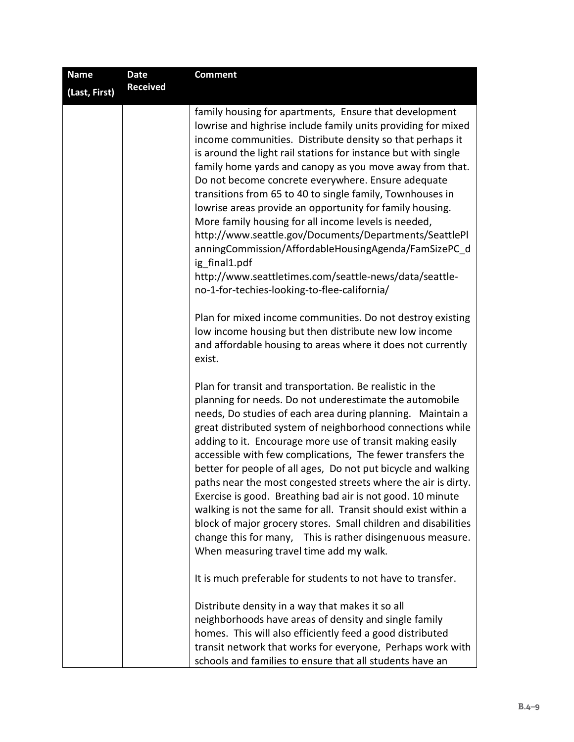| Name (Last, First) | Date Received | Comment |
|---|---|---|
| | | family housing for apartments, Ensure that development lowrise and highrise include family units providing for mixed income communities. Distribute density so that perhaps it is around the light rail stations for instance but with single family home yards and canopy as you move away from that. Do not become concrete everywhere. Ensure adequate transitions from 65 to 40 to single family, Townhouses in lowrise areas provide an opportunity for family housing. More family housing for all income levels is needed, http://www.seattle.gov/Documents/Departments/SeattlePlanningCommission/AffordableHousingAgenda/FamSizePC_dig_final1.pdf http://www.seattletimes.com/seattle-news/data/seattle-no-1-for-techies-looking-to-flee-california/<br><br>Plan for mixed income communities. Do not destroy existing low income housing but then distribute new low income and affordable housing to areas where it does not currently exist.<br><br>Plan for transit and transportation. Be realistic in the planning for needs. Do not underestimate the automobile needs, Do studies of each area during planning. Maintain a great distributed system of neighborhood connections while adding to it. Encourage more use of transit making easily accessible with few complications, The fewer transfers the better for people of all ages, Do not put bicycle and walking paths near the most congested streets where the air is dirty. Exercise is good. Breathing bad air is not good. 10 minute walking is not the same for all. Transit should exist within a block of major grocery stores. Small children and disabilities change this for many, This is rather disingenuous measure. When measuring travel time add my walk.<br><br>It is much preferable for students to not have to transfer.<br><br>Distribute density in a way that makes it so all neighborhoods have areas of density and single family homes. This will also efficiently feed a good distributed transit network that works for everyone, Perhaps work with schools and families to ensure that all students have an |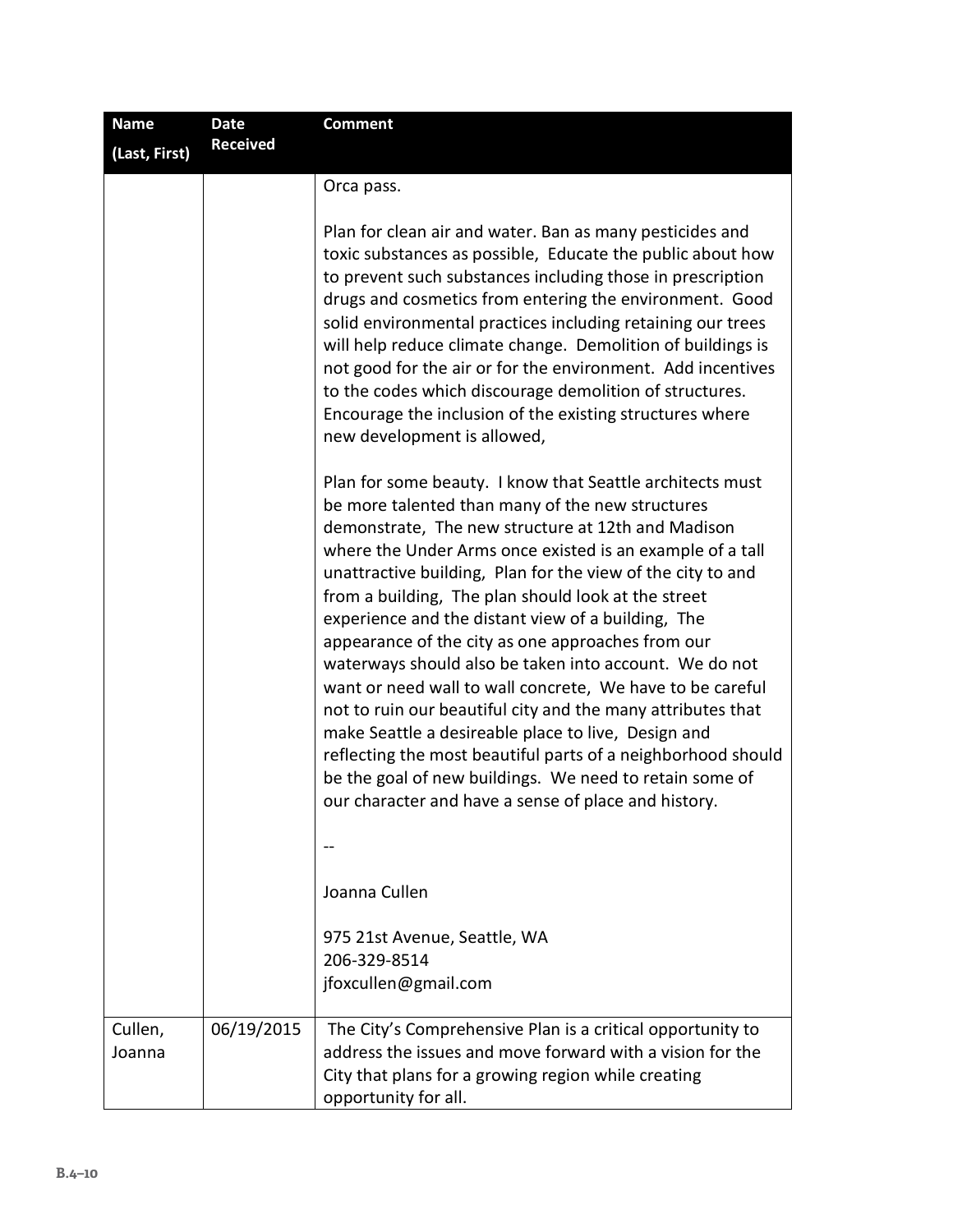| Name (Last, First) | Date Received | Comment |
|---|---|---|
| | | Orca pass.<br><br>Plan for clean air and water. Ban as many pesticides and toxic substances as possible, Educate the public about how to prevent such substances including those in prescription drugs and cosmetics from entering the environment. Good solid environmental practices including retaining our trees will help reduce climate change. Demolition of buildings is not good for the air or for the environment. Add incentives to the codes which discourage demolition of structures. Encourage the inclusion of the existing structures where new development is allowed,<br><br>Plan for some beauty. I know that Seattle architects must be more talented than many of the new structures demonstrate, The new structure at 12th and Madison where the Under Arms once existed is an example of a tall unattractive building, Plan for the view of the city to and from a building, The plan should look at the street experience and the distant view of a building, The appearance of the city as one approaches from our waterways should also be taken into account. We do not want or need wall to wall concrete, We have to be careful not to ruin our beautiful city and the many attributes that make Seattle a desireable place to live, Design and reflecting the most beautiful parts of a neighborhood should be the goal of new buildings. We need to retain some of our character and have a sense of place and history.<br><br>--<br><br>Joanna Cullen<br><br>975 21st Avenue, Seattle, WA<br>206-329-8514<br>jfoxcullen@gmail.com |
| Cullen, Joanna | 06/19/2015 | The City's Comprehensive Plan is a critical opportunity to address the issues and move forward with a vision for the City that plans for a growing region while creating opportunity for all. |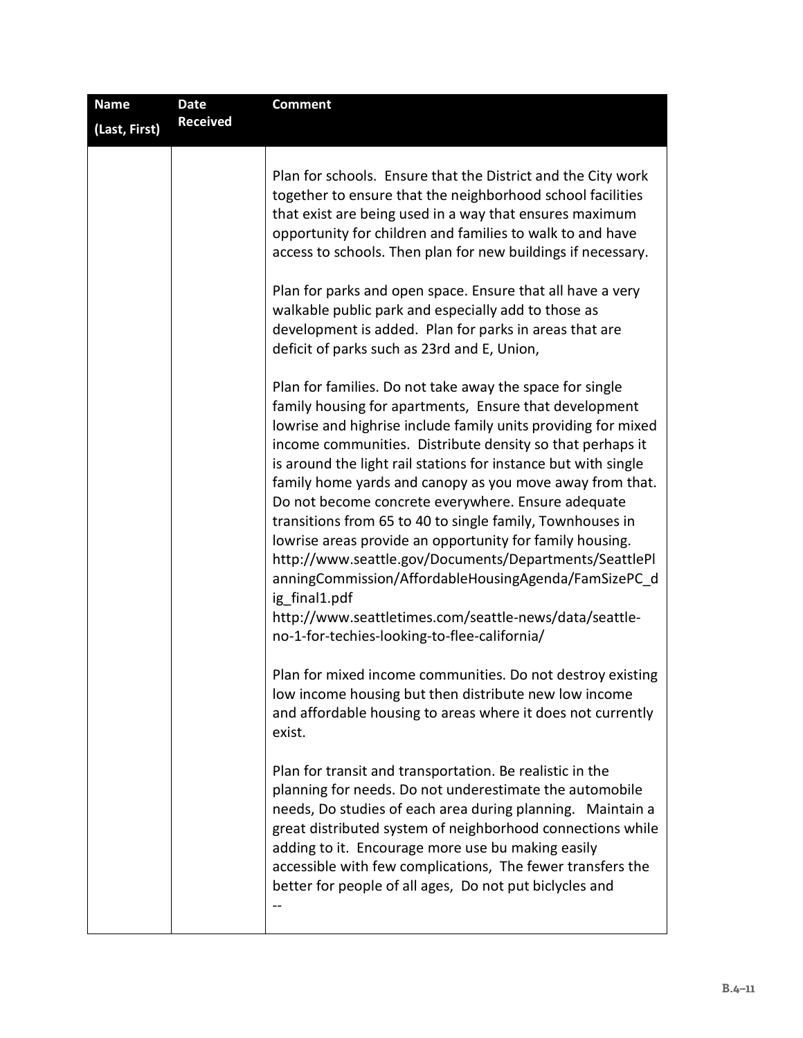| Name (Last, First) | Date Received | Comment |
| --- | --- | --- |
| | | Plan for schools. Ensure that the District and the City work together to ensure that the neighborhood school facilities that exist are being used in a way that ensures maximum opportunity for children and families to walk to and have access to schools. Then plan for new buildings if necessary.<br><br>Plan for parks and open space. Ensure that all have a very walkable public park and especially add to those as development is added. Plan for parks in areas that are deficit of parks such as 23rd and E, Union,<br><br>Plan for families. Do not take away the space for single family housing for apartments, Ensure that development lowrise and highrise include family units providing for mixed income communities. Distribute density so that perhaps it is around the light rail stations for instance but with single family home yards and canopy as you move away from that. Do not become concrete everywhere. Ensure adequate transitions from 65 to 40 to single family, Townhouses in lowrise areas provide an opportunity for family housing. http://www.seattle.gov/Documents/Departments/SeattlePlanningCommission/AffordableHousingAgenda/FamSizePC_dig_final1.pdf http://www.seattletimes.com/seattle-news/data/seattle-no-1-for-techies-looking-to-flee-california/<br><br>Plan for mixed income communities. Do not destroy existing low income housing but then distribute new low income and affordable housing to areas where it does not currently exist.<br><br>Plan for transit and transportation. Be realistic in the planning for needs. Do not underestimate the automobile needs, Do studies of each area during planning. Maintain a great distributed system of neighborhood connections while adding to it. Encourage more use bu making easily accessible with few complications, The fewer transfers the better for people of all ages, Do not put biclycles and<br>-- |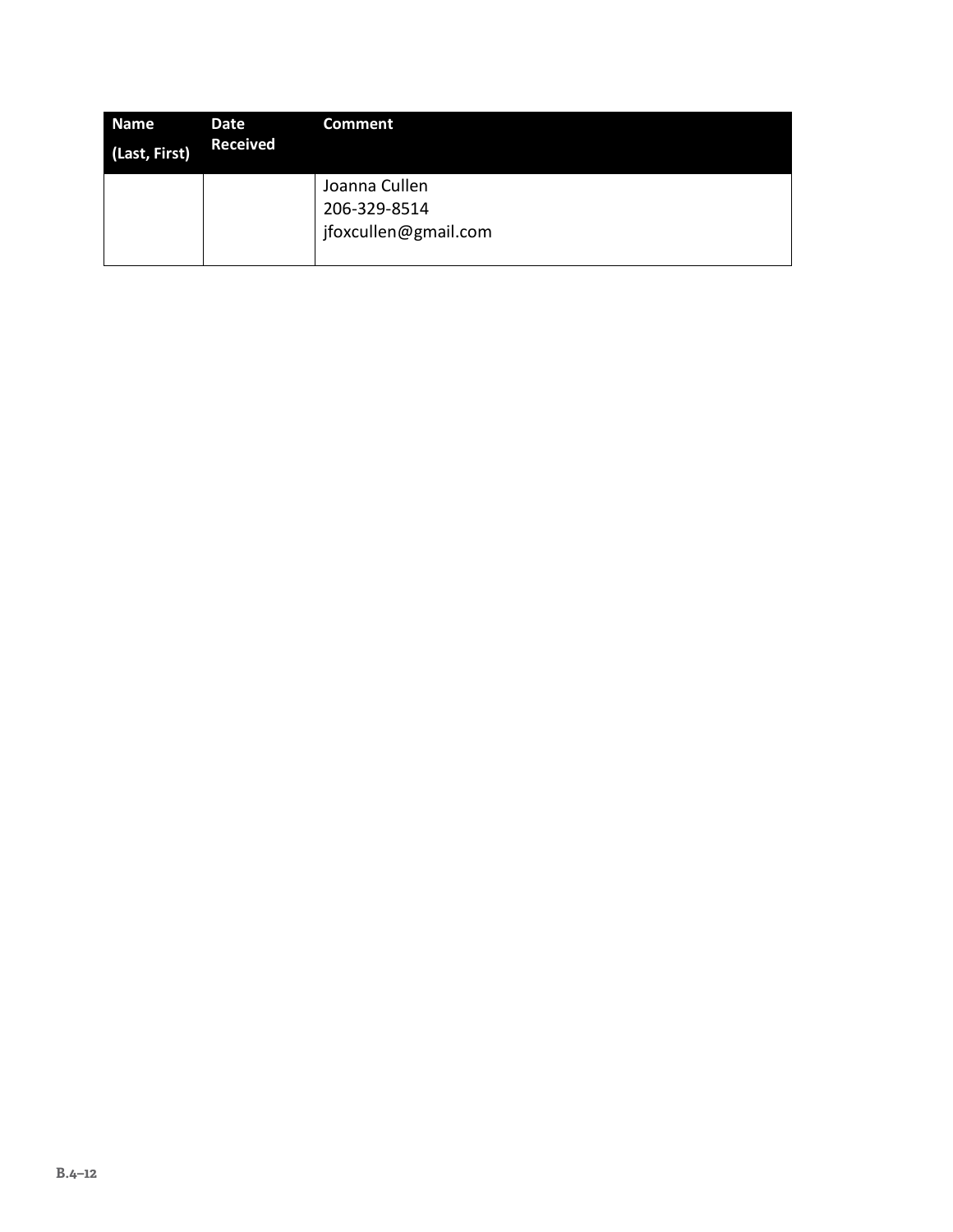| Name (Last, First) | Date Received | Comment |
|---|---|---|
| | | Joanna Cullen<br>206-329-8514<br>jfoxcullen@gmail.com |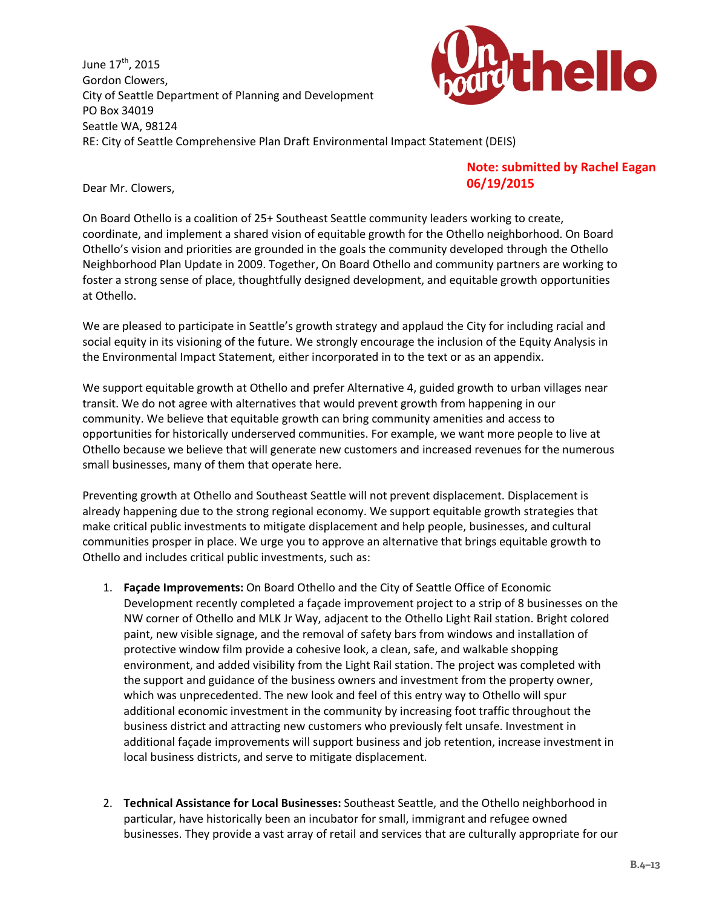June 17th, 2015
Gordon Clowers,
City of Seattle Department of Planning and Development
PO Box 34019
Seattle WA, 98124
RE: City of Seattle Comprehensive Plan Draft Environmental Impact Statement (DEIS)

**Note: submitted by Rachel Eagan 06/19/2015**

Dear Mr. Clowers,

On Board Othello is a coalition of 25+ Southeast Seattle community leaders working to create, coordinate, and implement a shared vision of equitable growth for the Othello neighborhood. On Board Othello's vision and priorities are grounded in the goals the community developed through the Othello Neighborhood Plan Update in 2009. Together, On Board Othello and community partners are working to foster a strong sense of place, thoughtfully designed development, and equitable growth opportunities at Othello.

We are pleased to participate in Seattle's growth strategy and applaud the City for including racial and social equity in its visioning of the future. We strongly encourage the inclusion of the Equity Analysis in the Environmental Impact Statement, either incorporated in to the text or as an appendix.

We support equitable growth at Othello and prefer Alternative 4, guided growth to urban villages near transit. We do not agree with alternatives that would prevent growth from happening in our community. We believe that equitable growth can bring community amenities and access to opportunities for historically underserved communities. For example, we want more people to live at Othello because we believe that will generate new customers and increased revenues for the numerous small businesses, many of them that operate here.

Preventing growth at Othello and Southeast Seattle will not prevent displacement. Displacement is already happening due to the strong regional economy. We support equitable growth strategies that make critical public investments to mitigate displacement and help people, businesses, and cultural communities prosper in place. We urge you to approve an alternative that brings equitable growth to Othello and includes critical public investments, such as:

1. **Façade Improvements:** On Board Othello and the City of Seattle Office of Economic Development recently completed a façade improvement project to a strip of 8 businesses on the NW corner of Othello and MLK Jr Way, adjacent to the Othello Light Rail station. Bright colored paint, new visible signage, and the removal of safety bars from windows and installation of protective window film provide a cohesive look, a clean, safe, and walkable shopping environment, and added visibility from the Light Rail station. The project was completed with the support and guidance of the business owners and investment from the property owner, which was unprecedented. The new look and feel of this entry way to Othello will spur additional economic investment in the community by increasing foot traffic throughout the business district and attracting new customers who previously felt unsafe. Investment in additional façade improvements will support business and job retention, increase investment in local business districts, and serve to mitigate displacement.

2. **Technical Assistance for Local Businesses:** Southeast Seattle, and the Othello neighborhood in particular, have historically been an incubator for small, immigrant and refugee owned businesses. They provide a vast array of retail and services that are culturally appropriate for our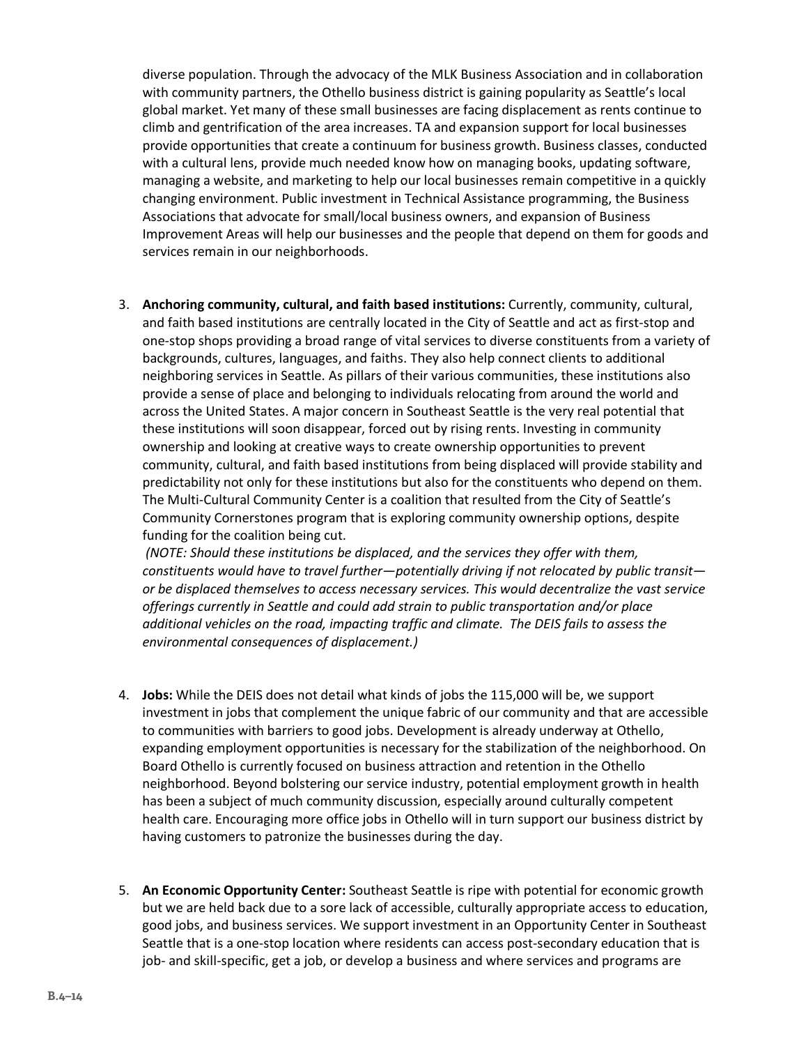diverse population. Through the advocacy of the MLK Business Association and in collaboration with community partners, the Othello business district is gaining popularity as Seattle's local global market. Yet many of these small businesses are facing displacement as rents continue to climb and gentrification of the area increases. TA and expansion support for local businesses provide opportunities that create a continuum for business growth. Business classes, conducted with a cultural lens, provide much needed know how on managing books, updating software, managing a website, and marketing to help our local businesses remain competitive in a quickly changing environment. Public investment in Technical Assistance programming, the Business Associations that advocate for small/local business owners, and expansion of Business Improvement Areas will help our businesses and the people that depend on them for goods and services remain in our neighborhoods.

3. **Anchoring community, cultural, and faith based institutions:** Currently, community, cultural, and faith based institutions are centrally located in the City of Seattle and act as first-stop and one-stop shops providing a broad range of vital services to diverse constituents from a variety of backgrounds, cultures, languages, and faiths. They also help connect clients to additional neighboring services in Seattle. As pillars of their various communities, these institutions also provide a sense of place and belonging to individuals relocating from around the world and across the United States. A major concern in Southeast Seattle is the very real potential that these institutions will soon disappear, forced out by rising rents. Investing in community ownership and looking at creative ways to create ownership opportunities to prevent community, cultural, and faith based institutions from being displaced will provide stability and predictability not only for these institutions but also for the constituents who depend on them. The Multi-Cultural Community Center is a coalition that resulted from the City of Seattle's Community Cornerstones program that is exploring community ownership options, despite funding for the coalition being cut.
   *(NOTE: Should these institutions be displaced, and the services they offer with them, constituents would have to travel further—potentially driving if not relocated by public transit—or be displaced themselves to access necessary services. This would decentralize the vast service offerings currently in Seattle and could add strain to public transportation and/or place additional vehicles on the road, impacting traffic and climate. The DEIS fails to assess the environmental consequences of displacement.)*

4. **Jobs:** While the DEIS does not detail what kinds of jobs the 115,000 will be, we support investment in jobs that complement the unique fabric of our community and that are accessible to communities with barriers to good jobs. Development is already underway at Othello, expanding employment opportunities is necessary for the stabilization of the neighborhood. On Board Othello is currently focused on business attraction and retention in the Othello neighborhood. Beyond bolstering our service industry, potential employment growth in health has been a subject of much community discussion, especially around culturally competent health care. Encouraging more office jobs in Othello will in turn support our business district by having customers to patronize the businesses during the day.

5. **An Economic Opportunity Center:** Southeast Seattle is ripe with potential for economic growth but we are held back due to a sore lack of accessible, culturally appropriate access to education, good jobs, and business services. We support investment in an Opportunity Center in Southeast Seattle that is a one-stop location where residents can access post-secondary education that is job- and skill-specific, get a job, or develop a business and where services and programs are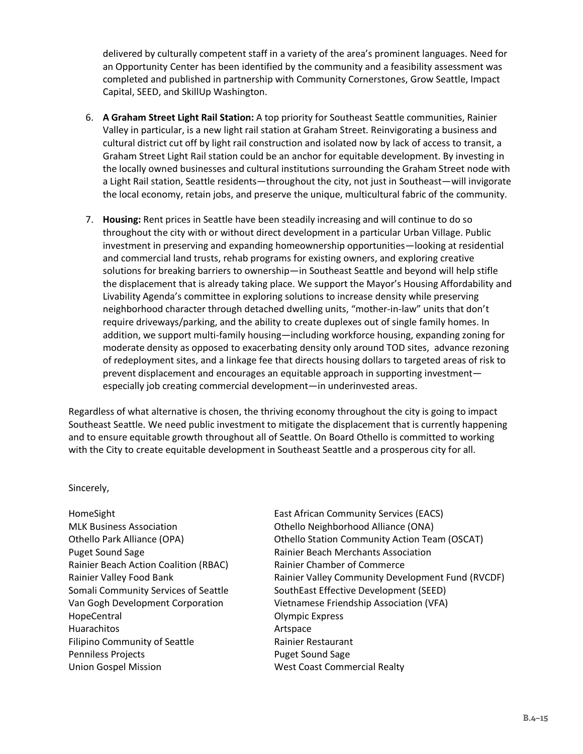delivered by culturally competent staff in a variety of the area's prominent languages. Need for an Opportunity Center has been identified by the community and a feasibility assessment was completed and published in partnership with Community Cornerstones, Grow Seattle, Impact Capital, SEED, and SkillUp Washington.

6. **A Graham Street Light Rail Station:** A top priority for Southeast Seattle communities, Rainier Valley in particular, is a new light rail station at Graham Street. Reinvigorating a business and cultural district cut off by light rail construction and isolated now by lack of access to transit, a Graham Street Light Rail station could be an anchor for equitable development. By investing in the locally owned businesses and cultural institutions surrounding the Graham Street node with a Light Rail station, Seattle residents—throughout the city, not just in Southeast—will invigorate the local economy, retain jobs, and preserve the unique, multicultural fabric of the community.

7. **Housing:** Rent prices in Seattle have been steadily increasing and will continue to do so throughout the city with or without direct development in a particular Urban Village. Public investment in preserving and expanding homeownership opportunities—looking at residential and commercial land trusts, rehab programs for existing owners, and exploring creative solutions for breaking barriers to ownership—in Southeast Seattle and beyond will help stifle the displacement that is already taking place. We support the Mayor's Housing Affordability and Livability Agenda's committee in exploring solutions to increase density while preserving neighborhood character through detached dwelling units, "mother-in-law" units that don't require driveways/parking, and the ability to create duplexes out of single family homes. In addition, we support multi-family housing—including workforce housing, expanding zoning for moderate density as opposed to exacerbating density only around TOD sites, advance rezoning of redeployment sites, and a linkage fee that directs housing dollars to targeted areas of risk to prevent displacement and encourages an equitable approach in supporting investment—especially job creating commercial development—in underinvested areas.

Regardless of what alternative is chosen, the thriving economy throughout the city is going to impact Southeast Seattle. We need public investment to mitigate the displacement that is currently happening and to ensure equitable growth throughout all of Seattle. On Board Othello is committed to working with the City to create equitable development in Southeast Seattle and a prosperous city for all.

Sincerely,

HomeSight
MLK Business Association
Othello Park Alliance (OPA)
Puget Sound Sage
Rainier Beach Action Coalition (RBAC)
Rainier Valley Food Bank
Somali Community Services of Seattle
Van Gogh Development Corporation
HopeCentral
Huarachitos
Filipino Community of Seattle
Penniless Projects
Union Gospel Mission
East African Community Services (EACS)
Othello Neighborhood Alliance (ONA)
Othello Station Community Action Team (OSCAT)
Rainier Beach Merchants Association
Rainier Chamber of Commerce
Rainier Valley Community Development Fund (RVCDF)
SouthEast Effective Development (SEED)
Vietnamese Friendship Association (VFA)
Olympic Express
Artspace
Rainier Restaurant
Puget Sound Sage
West Coast Commercial Realty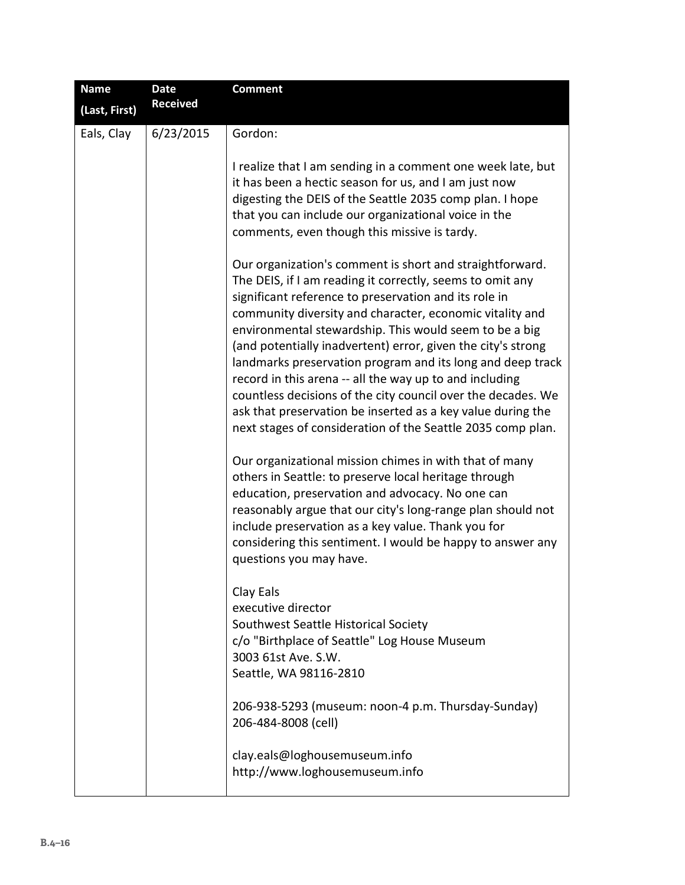| Name (Last, First) | Date Received | Comment |
|---|---|---|
| Eals, Clay | 6/23/2015 | Gordon:<br><br>I realize that I am sending in a comment one week late, but it has been a hectic season for us, and I am just now digesting the DEIS of the Seattle 2035 comp plan. I hope that you can include our organizational voice in the comments, even though this missive is tardy.<br><br>Our organization's comment is short and straightforward. The DEIS, if I am reading it correctly, seems to omit any significant reference to preservation and its role in community diversity and character, economic vitality and environmental stewardship. This would seem to be a big (and potentially inadvertent) error, given the city's strong landmarks preservation program and its long and deep track record in this arena -- all the way up to and including countless decisions of the city council over the decades. We ask that preservation be inserted as a key value during the next stages of consideration of the Seattle 2035 comp plan.<br><br>Our organizational mission chimes in with that of many others in Seattle: to preserve local heritage through education, preservation and advocacy. No one can reasonably argue that our city's long-range plan should not include preservation as a key value. Thank you for considering this sentiment. I would be happy to answer any questions you may have.<br><br>Clay Eals<br>executive director<br>Southwest Seattle Historical Society<br>c/o "Birthplace of Seattle" Log House Museum<br>3003 61st Ave. S.W.<br>Seattle, WA 98116-2810<br><br>206-938-5293 (museum: noon-4 p.m. Thursday-Sunday)<br>206-484-8008 (cell)<br><br>clay.eals@loghousemuseum.info<br>http://www.loghousemuseum.info |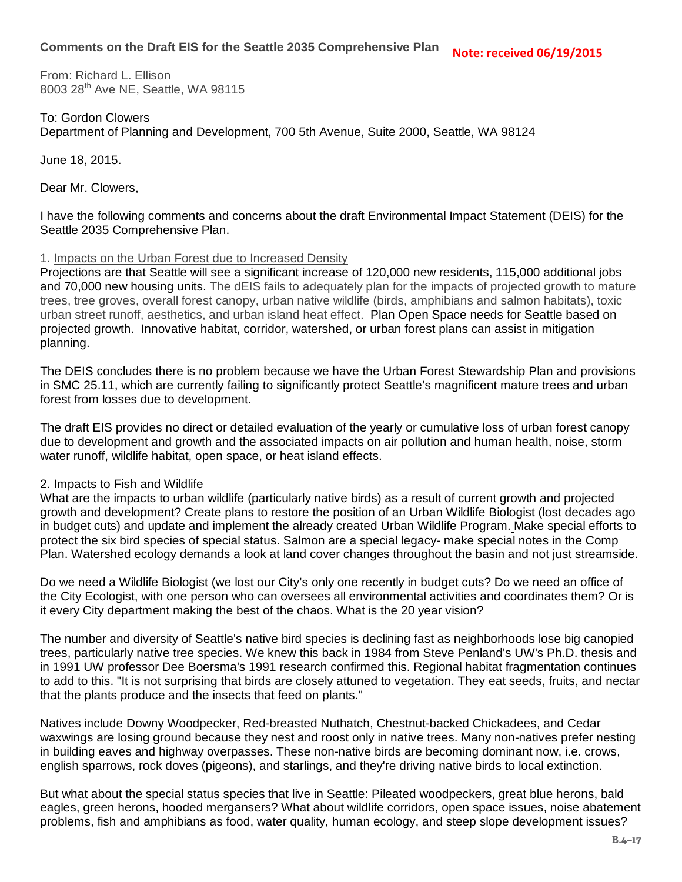## Comments on the Draft EIS for the Seattle 2035 Comprehensive Plan

**Note: received 06/19/2015**

From: Richard L. Ellison
8003 28th Ave NE, Seattle, WA 98115

To: Gordon Clowers
Department of Planning and Development, 700 5th Avenue, Suite 2000, Seattle, WA 98124

June 18, 2015.

Dear Mr. Clowers,

I have the following comments and concerns about the draft Environmental Impact Statement (DEIS) for the Seattle 2035 Comprehensive Plan.

1. Impacts on the Urban Forest due to Increased Density

Projections are that Seattle will see a significant increase of 120,000 new residents, 115,000 additional jobs and 70,000 new housing units. The dEIS fails to adequately plan for the impacts of projected growth to mature trees, tree groves, overall forest canopy, urban native wildlife (birds, amphibians and salmon habitats), toxic urban street runoff, aesthetics, and urban island heat effect. Plan Open Space needs for Seattle based on projected growth. Innovative habitat, corridor, watershed, or urban forest plans can assist in mitigation planning.

The DEIS concludes there is no problem because we have the Urban Forest Stewardship Plan and provisions in SMC 25.11, which are currently failing to significantly protect Seattle's magnificent mature trees and urban forest from losses due to development.

The draft EIS provides no direct or detailed evaluation of the yearly or cumulative loss of urban forest canopy due to development and growth and the associated impacts on air pollution and human health, noise, storm water runoff, wildlife habitat, open space, or heat island effects.

2. Impacts to Fish and Wildlife

What are the impacts to urban wildlife (particularly native birds) as a result of current growth and projected growth and development? Create plans to restore the position of an Urban Wildlife Biologist (lost decades ago in budget cuts) and update and implement the already created Urban Wildlife Program. Make special efforts to protect the six bird species of special status. Salmon are a special legacy- make special notes in the Comp Plan. Watershed ecology demands a look at land cover changes throughout the basin and not just streamside.

Do we need a Wildlife Biologist (we lost our City's only one recently in budget cuts? Do we need an office of the City Ecologist, with one person who can oversees all environmental activities and coordinates them? Or is it every City department making the best of the chaos. What is the 20 year vision?

The number and diversity of Seattle's native bird species is declining fast as neighborhoods lose big canopied trees, particularly native tree species. We knew this back in 1984 from Steve Penland's UW's Ph.D. thesis and in 1991 UW professor Dee Boersma's 1991 research confirmed this. Regional habitat fragmentation continues to add to this. "It is not surprising that birds are closely attuned to vegetation. They eat seeds, fruits, and nectar that the plants produce and the insects that feed on plants."

Natives include Downy Woodpecker, Red-breasted Nuthatch, Chestnut-backed Chickadees, and Cedar waxwings are losing ground because they nest and roost only in native trees. Many non-natives prefer nesting in building eaves and highway overpasses. These non-native birds are becoming dominant now, i.e. crows, english sparrows, rock doves (pigeons), and starlings, and they're driving native birds to local extinction.

But what about the special status species that live in Seattle: Pileated woodpeckers, great blue herons, bald eagles, green herons, hooded mergansers? What about wildlife corridors, open space issues, noise abatement problems, fish and amphibians as food, water quality, human ecology, and steep slope development issues?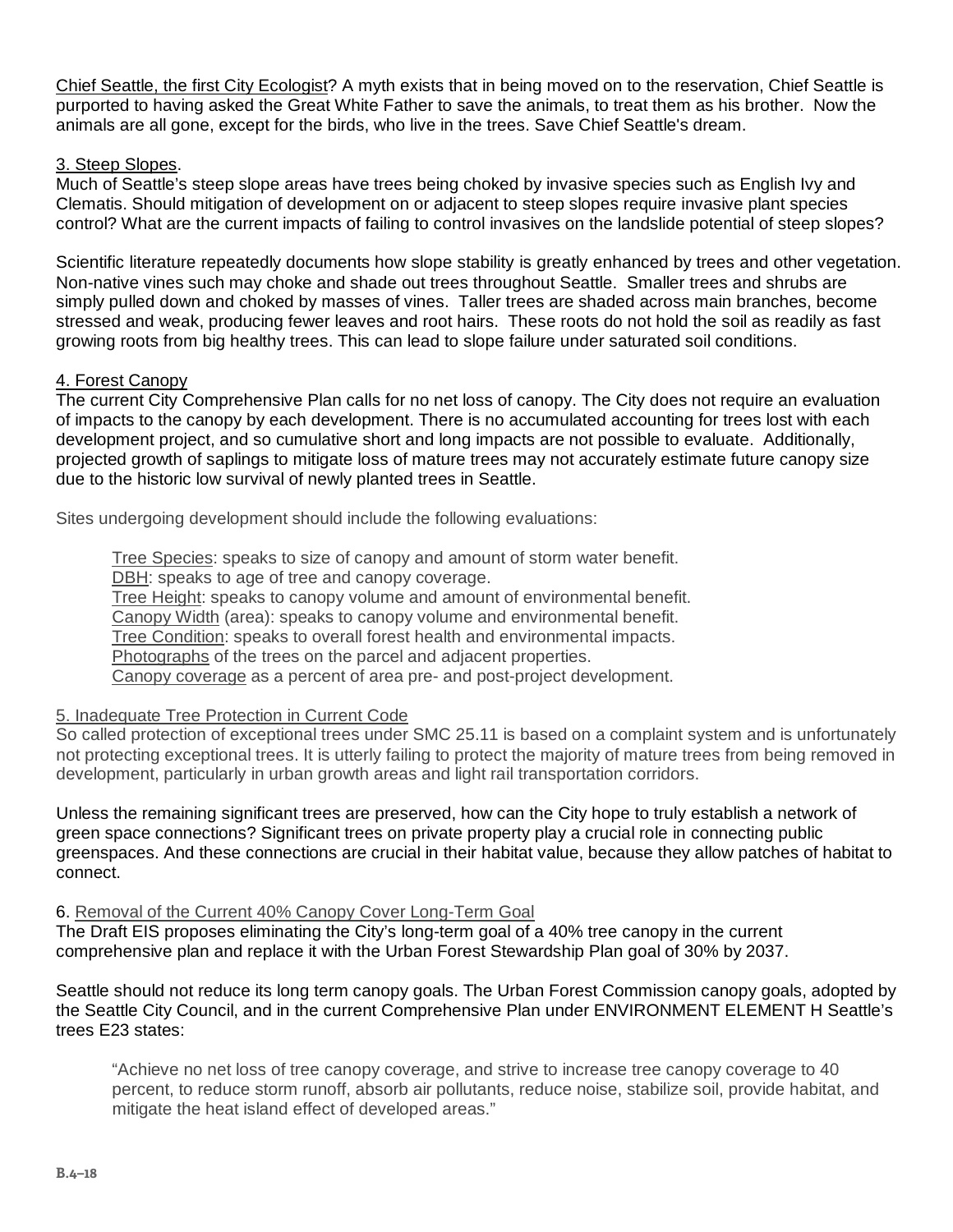Chief Seattle, the first City Ecologist? A myth exists that in being moved on to the reservation, Chief Seattle is purported to having asked the Great White Father to save the animals, to treat them as his brother. Now the animals are all gone, except for the birds, who live in the trees. Save Chief Seattle's dream.

3. Steep Slopes.

Much of Seattle's steep slope areas have trees being choked by invasive species such as English Ivy and Clematis. Should mitigation of development on or adjacent to steep slopes require invasive plant species control? What are the current impacts of failing to control invasives on the landslide potential of steep slopes?

Scientific literature repeatedly documents how slope stability is greatly enhanced by trees and other vegetation. Non-native vines such may choke and shade out trees throughout Seattle. Smaller trees and shrubs are simply pulled down and choked by masses of vines. Taller trees are shaded across main branches, become stressed and weak, producing fewer leaves and root hairs. These roots do not hold the soil as readily as fast growing roots from big healthy trees. This can lead to slope failure under saturated soil conditions.

4. Forest Canopy

The current City Comprehensive Plan calls for no net loss of canopy. The City does not require an evaluation of impacts to the canopy by each development. There is no accumulated accounting for trees lost with each development project, and so cumulative short and long impacts are not possible to evaluate. Additionally, projected growth of saplings to mitigate loss of mature trees may not accurately estimate future canopy size due to the historic low survival of newly planted trees in Seattle.

Sites undergoing development should include the following evaluations:

> Tree Species: speaks to size of canopy and amount of storm water benefit.
> DBH: speaks to age of tree and canopy coverage.
> Tree Height: speaks to canopy volume and amount of environmental benefit.
> Canopy Width (area): speaks to canopy volume and environmental benefit.
> Tree Condition: speaks to overall forest health and environmental impacts.
> Photographs of the trees on the parcel and adjacent properties.
> Canopy coverage as a percent of area pre- and post-project development.

5. Inadequate Tree Protection in Current Code

So called protection of exceptional trees under SMC 25.11 is based on a complaint system and is unfortunately not protecting exceptional trees. It is utterly failing to protect the majority of mature trees from being removed in development, particularly in urban growth areas and light rail transportation corridors.

Unless the remaining significant trees are preserved, how can the City hope to truly establish a network of green space connections? Significant trees on private property play a crucial role in connecting public greenspaces. And these connections are crucial in their habitat value, because they allow patches of habitat to connect.

6. Removal of the Current 40% Canopy Cover Long-Term Goal

The Draft EIS proposes eliminating the City's long-term goal of a 40% tree canopy in the current comprehensive plan and replace it with the Urban Forest Stewardship Plan goal of 30% by 2037.

Seattle should not reduce its long term canopy goals. The Urban Forest Commission canopy goals, adopted by the Seattle City Council, and in the current Comprehensive Plan under ENVIRONMENT ELEMENT H Seattle's trees E23 states:

> "Achieve no net loss of tree canopy coverage, and strive to increase tree canopy coverage to 40 percent, to reduce storm runoff, absorb air pollutants, reduce noise, stabilize soil, provide habitat, and mitigate the heat island effect of developed areas."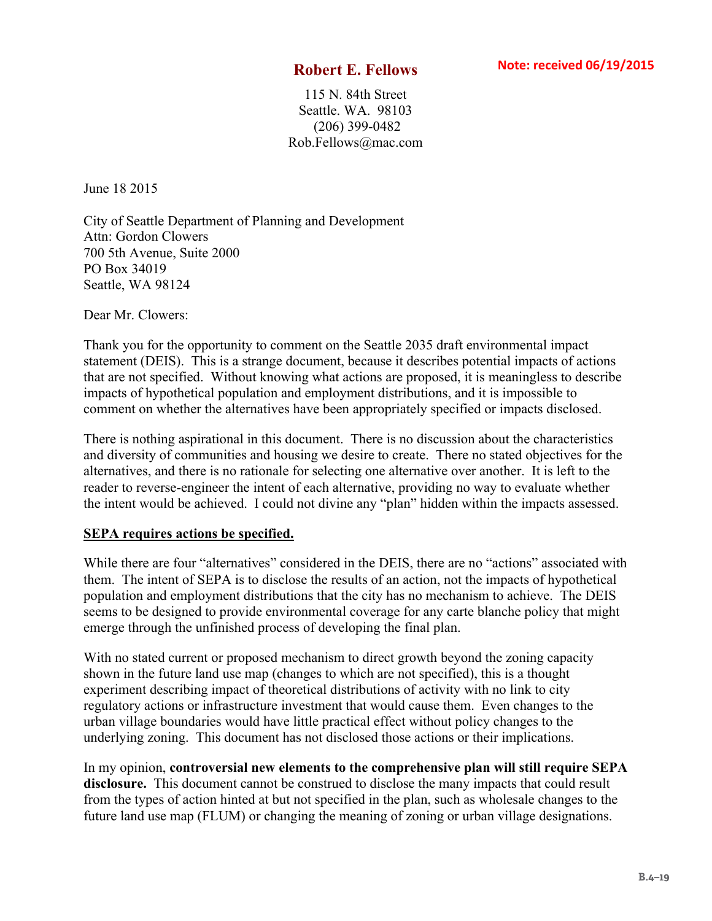# Robert E. Fellows

**Note: received 06/19/2015**

115 N. 84th Street
Seattle. WA. 98103
(206) 399-0482
Rob.Fellows@mac.com

June 18 2015

City of Seattle Department of Planning and Development
Attn: Gordon Clowers
700 5th Avenue, Suite 2000
PO Box 34019
Seattle, WA 98124

Dear Mr. Clowers:

Thank you for the opportunity to comment on the Seattle 2035 draft environmental impact statement (DEIS). This is a strange document, because it describes potential impacts of actions that are not specified. Without knowing what actions are proposed, it is meaningless to describe impacts of hypothetical population and employment distributions, and it is impossible to comment on whether the alternatives have been appropriately specified or impacts disclosed.

There is nothing aspirational in this document. There is no discussion about the characteristics and diversity of communities and housing we desire to create. There no stated objectives for the alternatives, and there is no rationale for selecting one alternative over another. It is left to the reader to reverse-engineer the intent of each alternative, providing no way to evaluate whether the intent would be achieved. I could not divine any "plan" hidden within the impacts assessed.

**SEPA requires actions be specified.**

While there are four "alternatives" considered in the DEIS, there are no "actions" associated with them. The intent of SEPA is to disclose the results of an action, not the impacts of hypothetical population and employment distributions that the city has no mechanism to achieve. The DEIS seems to be designed to provide environmental coverage for any carte blanche policy that might emerge through the unfinished process of developing the final plan.

With no stated current or proposed mechanism to direct growth beyond the zoning capacity shown in the future land use map (changes to which are not specified), this is a thought experiment describing impact of theoretical distributions of activity with no link to city regulatory actions or infrastructure investment that would cause them. Even changes to the urban village boundaries would have little practical effect without policy changes to the underlying zoning. This document has not disclosed those actions or their implications.

In my opinion, **controversial new elements to the comprehensive plan will still require SEPA disclosure.** This document cannot be construed to disclose the many impacts that could result from the types of action hinted at but not specified in the plan, such as wholesale changes to the future land use map (FLUM) or changing the meaning of zoning or urban village designations.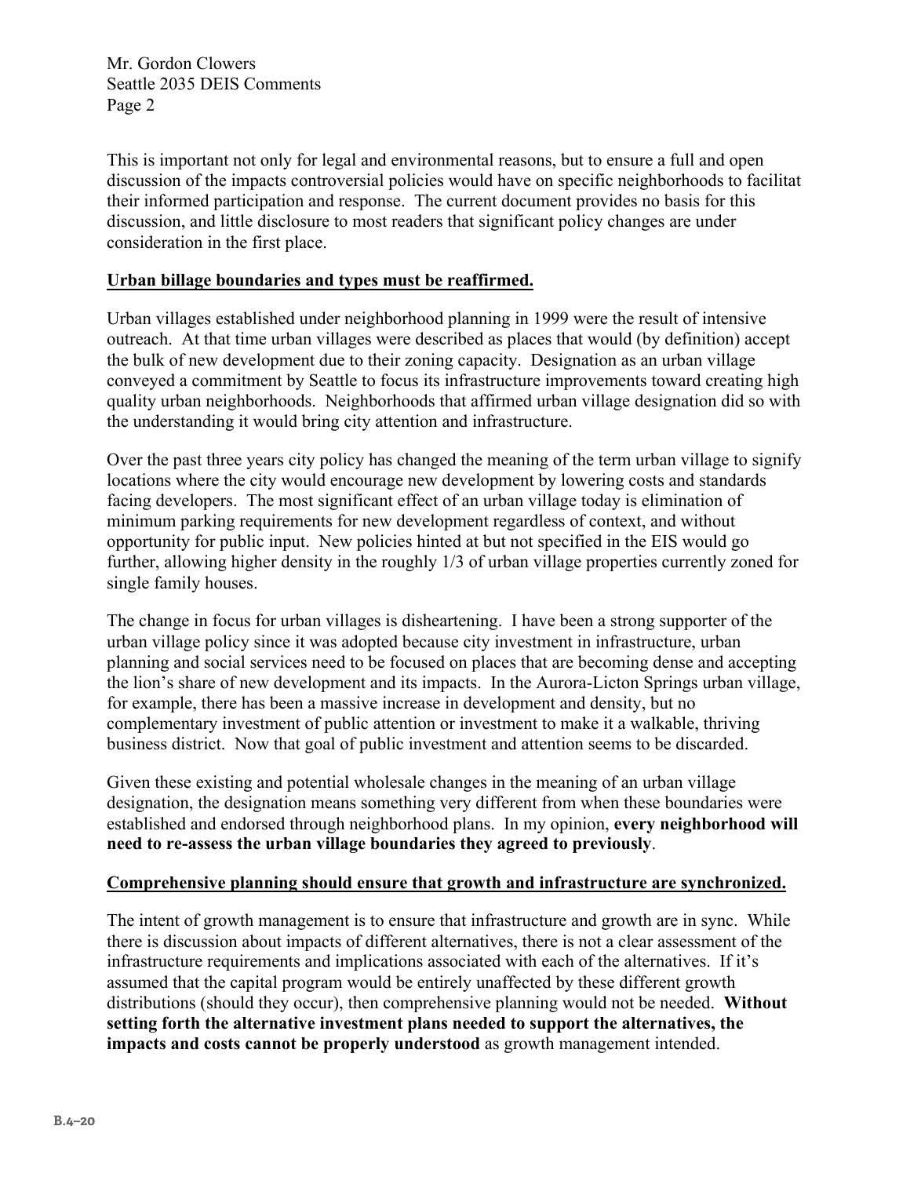This is important not only for legal and environmental reasons, but to ensure a full and open discussion of the impacts controversial policies would have on specific neighborhoods to facilitat their informed participation and response. The current document provides no basis for this discussion, and little disclosure to most readers that significant policy changes are under consideration in the first place.

**Urban billage boundaries and types must be reaffirmed.**

Urban villages established under neighborhood planning in 1999 were the result of intensive outreach. At that time urban villages were described as places that would (by definition) accept the bulk of new development due to their zoning capacity. Designation as an urban village conveyed a commitment by Seattle to focus its infrastructure improvements toward creating high quality urban neighborhoods. Neighborhoods that affirmed urban village designation did so with the understanding it would bring city attention and infrastructure.

Over the past three years city policy has changed the meaning of the term urban village to signify locations where the city would encourage new development by lowering costs and standards facing developers. The most significant effect of an urban village today is elimination of minimum parking requirements for new development regardless of context, and without opportunity for public input. New policies hinted at but not specified in the EIS would go further, allowing higher density in the roughly 1/3 of urban village properties currently zoned for single family houses.

The change in focus for urban villages is disheartening. I have been a strong supporter of the urban village policy since it was adopted because city investment in infrastructure, urban planning and social services need to be focused on places that are becoming dense and accepting the lion's share of new development and its impacts. In the Aurora-Licton Springs urban village, for example, there has been a massive increase in development and density, but no complementary investment of public attention or investment to make it a walkable, thriving business district. Now that goal of public investment and attention seems to be discarded.

Given these existing and potential wholesale changes in the meaning of an urban village designation, the designation means something very different from when these boundaries were established and endorsed through neighborhood plans. In my opinion, **every neighborhood will need to re-assess the urban village boundaries they agreed to previously**.

**Comprehensive planning should ensure that growth and infrastructure are synchronized.**

The intent of growth management is to ensure that infrastructure and growth are in sync. While there is discussion about impacts of different alternatives, there is not a clear assessment of the infrastructure requirements and implications associated with each of the alternatives. If it's assumed that the capital program would be entirely unaffected by these different growth distributions (should they occur), then comprehensive planning would not be needed. **Without setting forth the alternative investment plans needed to support the alternatives, the impacts and costs cannot be properly understood** as growth management intended.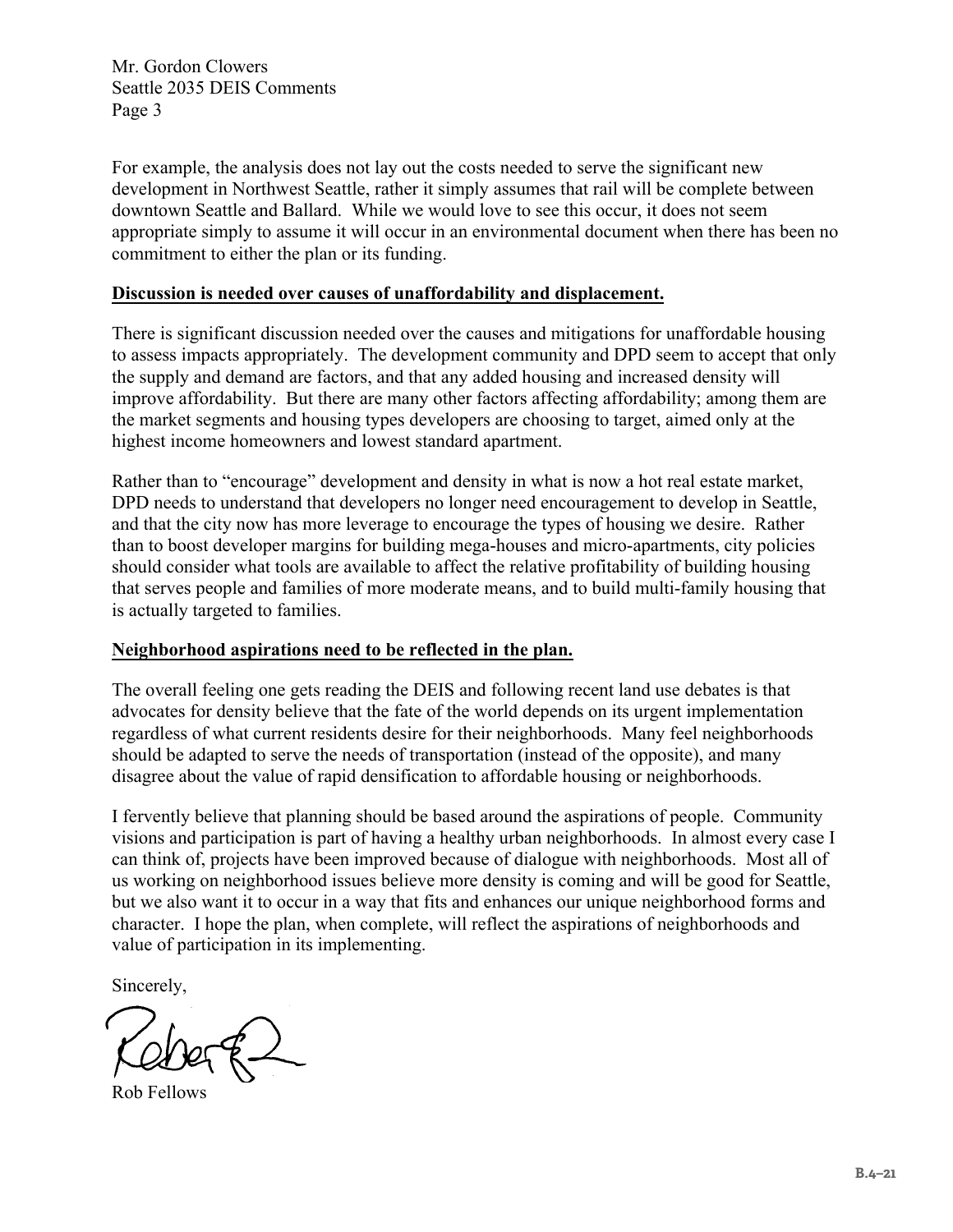For example, the analysis does not lay out the costs needed to serve the significant new development in Northwest Seattle, rather it simply assumes that rail will be complete between downtown Seattle and Ballard. While we would love to see this occur, it does not seem appropriate simply to assume it will occur in an environmental document when there has been no commitment to either the plan or its funding.

**Discussion is needed over causes of unaffordability and displacement.**

There is significant discussion needed over the causes and mitigations for unaffordable housing to assess impacts appropriately. The development community and DPD seem to accept that only the supply and demand are factors, and that any added housing and increased density will improve affordability. But there are many other factors affecting affordability; among them are the market segments and housing types developers are choosing to target, aimed only at the highest income homeowners and lowest standard apartment.

Rather than to "encourage" development and density in what is now a hot real estate market, DPD needs to understand that developers no longer need encouragement to develop in Seattle, and that the city now has more leverage to encourage the types of housing we desire. Rather than to boost developer margins for building mega-houses and micro-apartments, city policies should consider what tools are available to affect the relative profitability of building housing that serves people and families of more moderate means, and to build multi-family housing that is actually targeted to families.

**Neighborhood aspirations need to be reflected in the plan.**

The overall feeling one gets reading the DEIS and following recent land use debates is that advocates for density believe that the fate of the world depends on its urgent implementation regardless of what current residents desire for their neighborhoods. Many feel neighborhoods should be adapted to serve the needs of transportation (instead of the opposite), and many disagree about the value of rapid densification to affordable housing or neighborhoods.

I fervently believe that planning should be based around the aspirations of people. Community visions and participation is part of having a healthy urban neighborhoods. In almost every case I can think of, projects have been improved because of dialogue with neighborhoods. Most all of us working on neighborhood issues believe more density is coming and will be good for Seattle, but we also want it to occur in a way that fits and enhances our unique neighborhood forms and character. I hope the plan, when complete, will reflect the aspirations of neighborhoods and value of participation in its implementing.

Sincerely,

Rob Fellows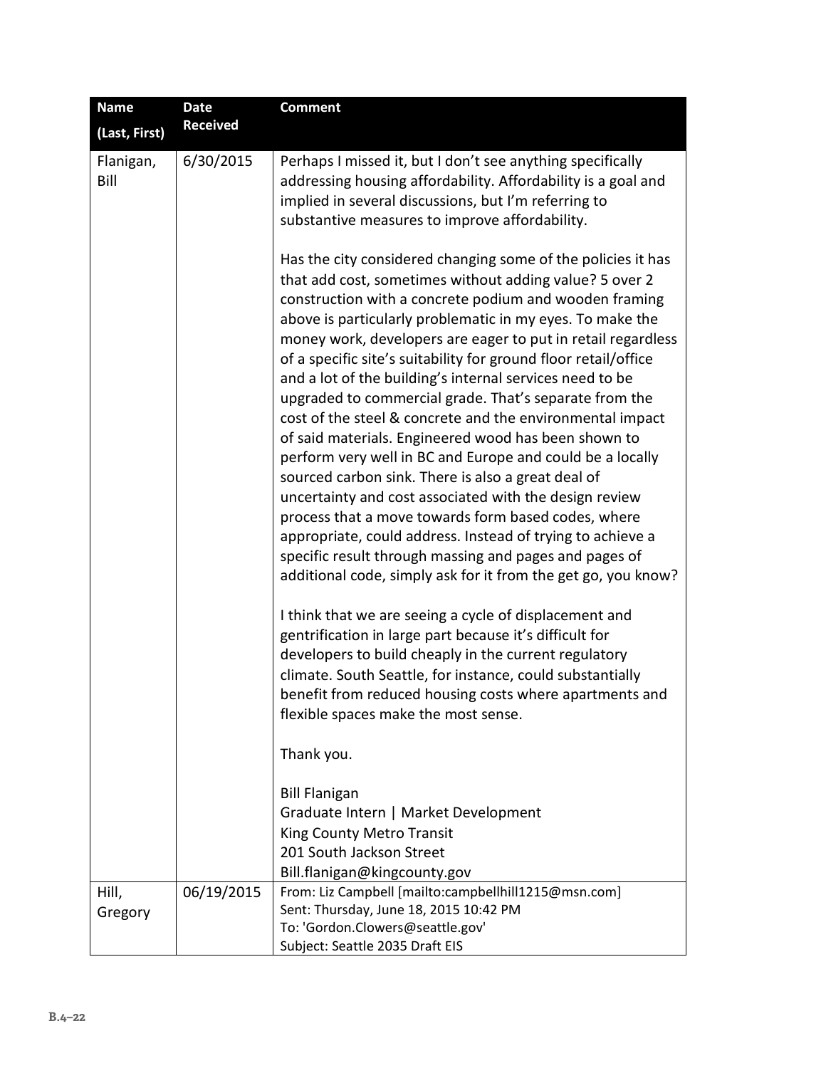| Name (Last, First) | Date Received | Comment |
|---|---|---|
| Flanigan, Bill | 6/30/2015 | Perhaps I missed it, but I don't see anything specifically addressing housing affordability. Affordability is a goal and implied in several discussions, but I'm referring to substantive measures to improve affordability.<br><br>Has the city considered changing some of the policies it has that add cost, sometimes without adding value? 5 over 2 construction with a concrete podium and wooden framing above is particularly problematic in my eyes. To make the money work, developers are eager to put in retail regardless of a specific site's suitability for ground floor retail/office and a lot of the building's internal services need to be upgraded to commercial grade. That's separate from the cost of the steel & concrete and the environmental impact of said materials. Engineered wood has been shown to perform very well in BC and Europe and could be a locally sourced carbon sink. There is also a great deal of uncertainty and cost associated with the design review process that a move towards form based codes, where appropriate, could address. Instead of trying to achieve a specific result through massing and pages and pages of additional code, simply ask for it from the get go, you know?<br><br>I think that we are seeing a cycle of displacement and gentrification in large part because it's difficult for developers to build cheaply in the current regulatory climate. South Seattle, for instance, could substantially benefit from reduced housing costs where apartments and flexible spaces make the most sense.<br><br>Thank you.<br><br>Bill Flanigan<br>Graduate Intern \| Market Development<br>King County Metro Transit<br>201 South Jackson Street<br>Bill.flanigan@kingcounty.gov |
| Hill, Gregory | 06/19/2015 | From: Liz Campbell [mailto:campbellhill1215@msn.com]<br>Sent: Thursday, June 18, 2015 10:42 PM<br>To: 'Gordon.Clowers@seattle.gov'<br>Subject: Seattle 2035 Draft EIS |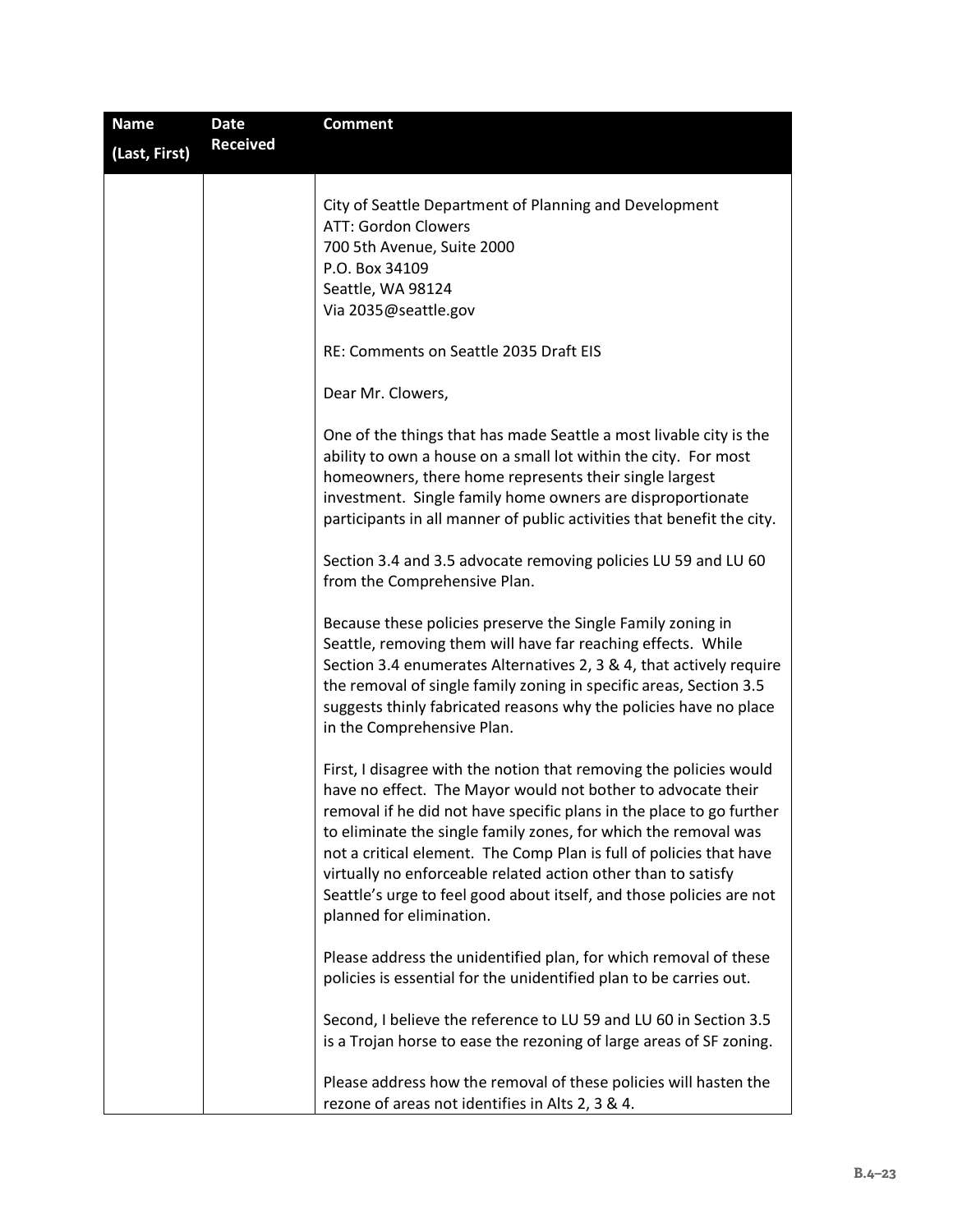| Name (Last, First) | Date Received | Comment |
|---|---|---|
| | | City of Seattle Department of Planning and Development<br>ATT: Gordon Clowers<br>700 5th Avenue, Suite 2000<br>P.O. Box 34109<br>Seattle, WA 98124<br>Via 2035@seattle.gov<br><br>RE: Comments on Seattle 2035 Draft EIS<br><br>Dear Mr. Clowers,<br><br>One of the things that has made Seattle a most livable city is the ability to own a house on a small lot within the city. For most homeowners, there home represents their single largest investment. Single family home owners are disproportionate participants in all manner of public activities that benefit the city.<br><br>Section 3.4 and 3.5 advocate removing policies LU 59 and LU 60 from the Comprehensive Plan.<br><br>Because these policies preserve the Single Family zoning in Seattle, removing them will have far reaching effects. While Section 3.4 enumerates Alternatives 2, 3 & 4, that actively require the removal of single family zoning in specific areas, Section 3.5 suggests thinly fabricated reasons why the policies have no place in the Comprehensive Plan.<br><br>First, I disagree with the notion that removing the policies would have no effect. The Mayor would not bother to advocate their removal if he did not have specific plans in the place to go further to eliminate the single family zones, for which the removal was not a critical element. The Comp Plan is full of policies that have virtually no enforceable related action other than to satisfy Seattle's urge to feel good about itself, and those policies are not planned for elimination.<br><br>Please address the unidentified plan, for which removal of these policies is essential for the unidentified plan to be carries out.<br><br>Second, I believe the reference to LU 59 and LU 60 in Section 3.5 is a Trojan horse to ease the rezoning of large areas of SF zoning.<br><br>Please address how the removal of these policies will hasten the rezone of areas not identifies in Alts 2, 3 & 4. |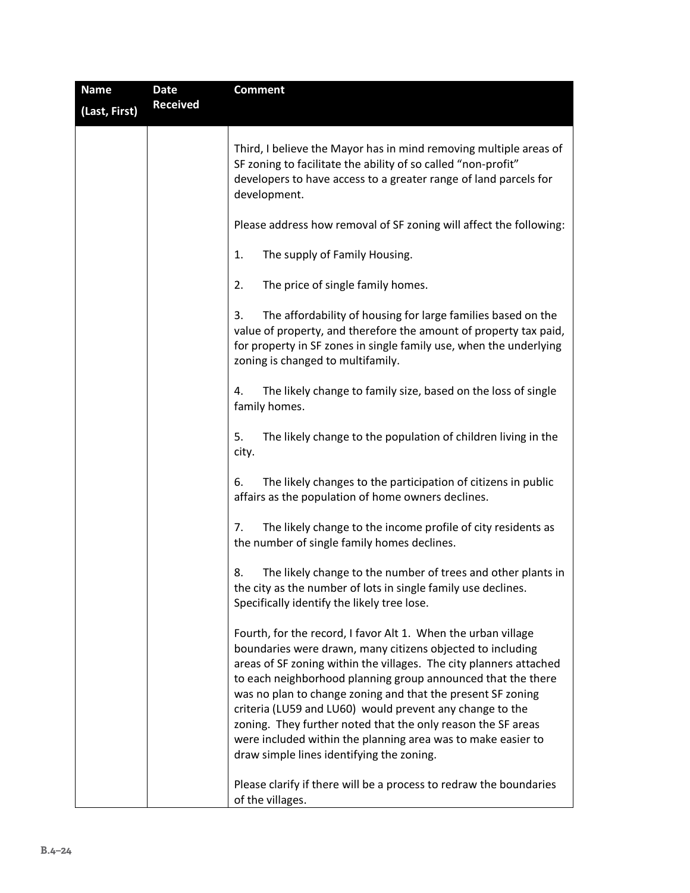| Name (Last, First) | Date Received | Comment |
|---|---|---|
| | | Third, I believe the Mayor has in mind removing multiple areas of SF zoning to facilitate the ability of so called "non-profit" developers to have access to a greater range of land parcels for development.<br><br>Please address how removal of SF zoning will affect the following:<br><br>1. The supply of Family Housing.<br><br>2. The price of single family homes.<br><br>3. The affordability of housing for large families based on the value of property, and therefore the amount of property tax paid, for property in SF zones in single family use, when the underlying zoning is changed to multifamily.<br><br>4. The likely change to family size, based on the loss of single family homes.<br><br>5. The likely change to the population of children living in the city.<br><br>6. The likely changes to the participation of citizens in public affairs as the population of home owners declines.<br><br>7. The likely change to the income profile of city residents as the number of single family homes declines.<br><br>8. The likely change to the number of trees and other plants in the city as the number of lots in single family use declines. Specifically identify the likely tree lose.<br><br>Fourth, for the record, I favor Alt 1. When the urban village boundaries were drawn, many citizens objected to including areas of SF zoning within the villages. The city planners attached to each neighborhood planning group announced that the there was no plan to change zoning and that the present SF zoning criteria (LU59 and LU60) would prevent any change to the zoning. They further noted that the only reason the SF areas were included within the planning area was to make easier to draw simple lines identifying the zoning.<br><br>Please clarify if there will be a process to redraw the boundaries of the villages. |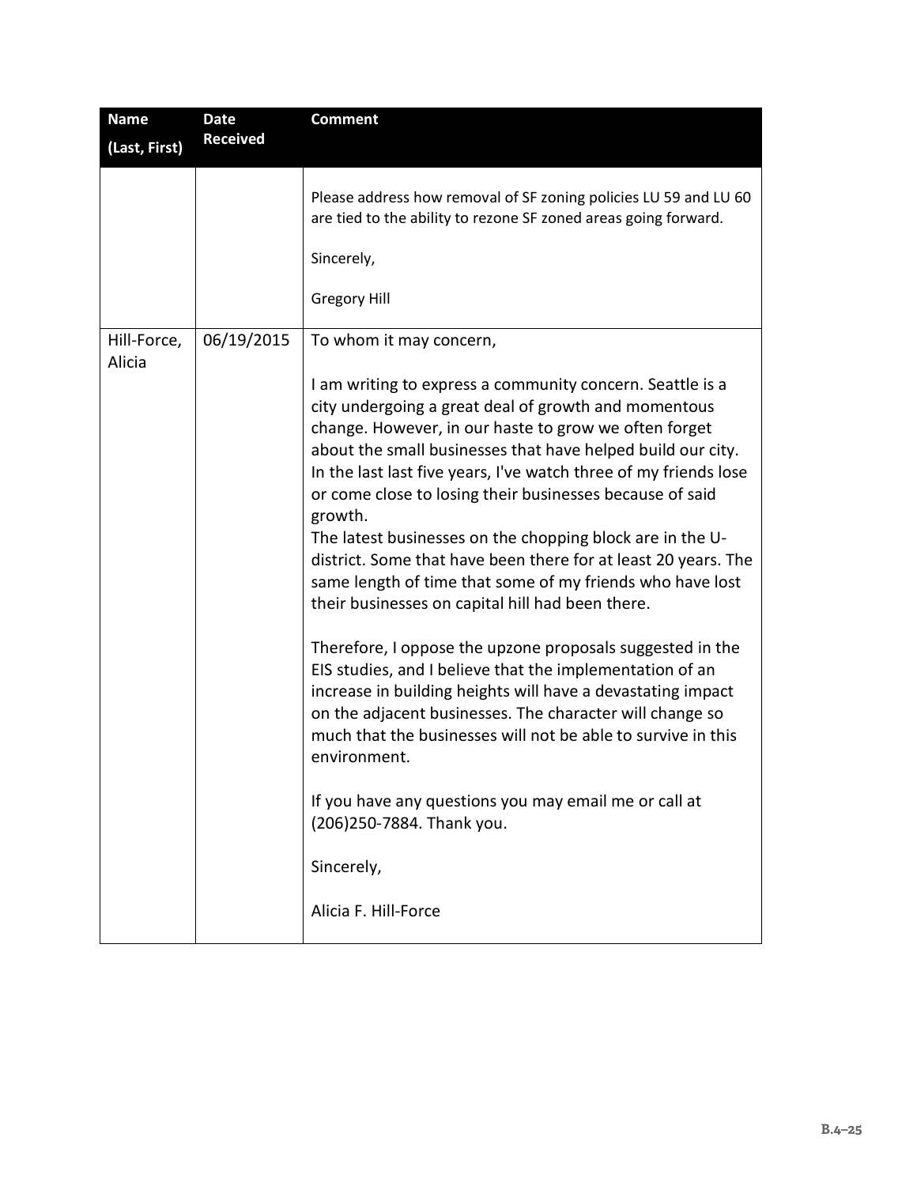| Name (Last, First) | Date Received | Comment |
|---|---|---|
| | | Please address how removal of SF zoning policies LU 59 and LU 60 are tied to the ability to rezone SF zoned areas going forward.<br><br>Sincerely,<br><br>Gregory Hill |
| Hill-Force, Alicia | 06/19/2015 | To whom it may concern,<br><br>I am writing to express a community concern. Seattle is a city undergoing a great deal of growth and momentous change. However, in our haste to grow we often forget about the small businesses that have helped build our city. In the last last five years, I've watch three of my friends lose or come close to losing their businesses because of said growth.<br>The latest businesses on the chopping block are in the U-district. Some that have been there for at least 20 years. The same length of time that some of my friends who have lost their businesses on capital hill had been there.<br><br>Therefore, I oppose the upzone proposals suggested in the EIS studies, and I believe that the implementation of an increase in building heights will have a devastating impact on the adjacent businesses. The character will change so much that the businesses will not be able to survive in this environment.<br><br>If you have any questions you may email me or call at (206)250-7884. Thank you.<br><br>Sincerely,<br><br>Alicia F. Hill-Force |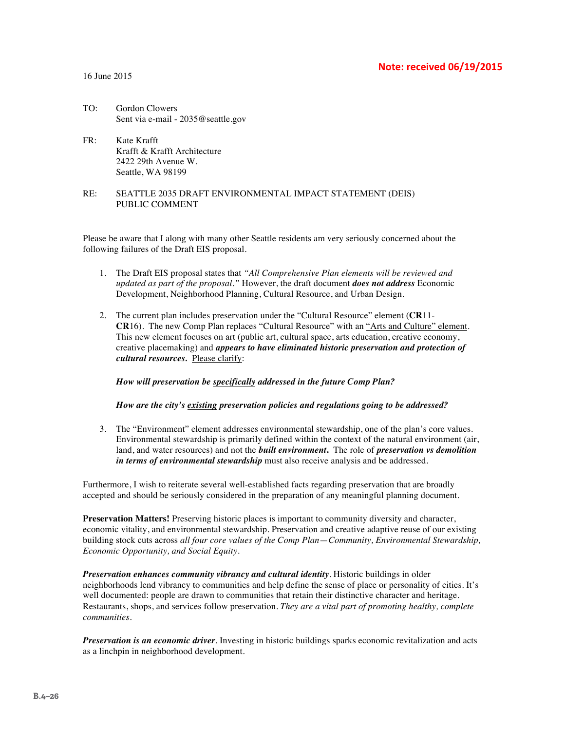**Note: received 06/19/2015**

16 June 2015

TO: Gordon Clowers
Sent via e-mail - 2035@seattle.gov

FR: Kate Krafft
Krafft & Krafft Architecture
2422 29th Avenue W.
Seattle, WA 98199

RE: SEATTLE 2035 DRAFT ENVIRONMENTAL IMPACT STATEMENT (DEIS) PUBLIC COMMENT

Please be aware that I along with many other Seattle residents am very seriously concerned about the following failures of the Draft EIS proposal.

1. The Draft EIS proposal states that *"All Comprehensive Plan elements will be reviewed and updated as part of the proposal."* However, the draft document ***does not address*** Economic Development, Neighborhood Planning, Cultural Resource, and Urban Design.

2. The current plan includes preservation under the "Cultural Resource" element (**CR**11-**CR**16). The new Comp Plan replaces "Cultural Resource" with an <u>"Arts and Culture" element</u>. This new element focuses on art (public art, cultural space, arts education, creative economy, creative placemaking) and ***appears to have eliminated historic preservation and protection of cultural resources.*** <u>Please clarify</u>:

   ***How will preservation be <u>specifically</u> addressed in the future Comp Plan?***

   ***How are the city's <u>existing</u> preservation policies and regulations going to be addressed?***

3. The "Environment" element addresses environmental stewardship, one of the plan's core values. Environmental stewardship is primarily defined within the context of the natural environment (air, land, and water resources) and not the ***built environment***. The role of ***preservation vs demolition in terms of environmental stewardship*** must also receive analysis and be addressed.

Furthermore, I wish to reiterate several well-established facts regarding preservation that are broadly accepted and should be seriously considered in the preparation of any meaningful planning document.

**Preservation Matters!** Preserving historic places is important to community diversity and character, economic vitality, and environmental stewardship. Preservation and creative adaptive reuse of our existing building stock cuts across *all four core values of the Comp Plan—Community, Environmental Stewardship, Economic Opportunity, and Social Equity.*

***Preservation enhances community vibrancy and cultural identity***. Historic buildings in older neighborhoods lend vibrancy to communities and help define the sense of place or personality of cities. It's well documented: people are drawn to communities that retain their distinctive character and heritage. Restaurants, shops, and services follow preservation. *They are a vital part of promoting healthy, complete communities.*

***Preservation is an economic driver***. Investing in historic buildings sparks economic revitalization and acts as a linchpin in neighborhood development.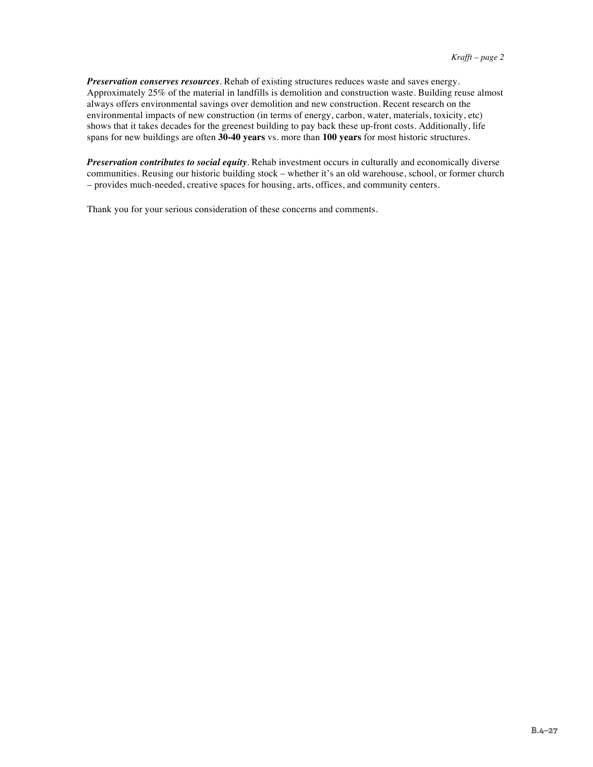***Preservation conserves resources***. Rehab of existing structures reduces waste and saves energy. Approximately 25% of the material in landfills is demolition and construction waste. Building reuse almost always offers environmental savings over demolition and new construction. Recent research on the environmental impacts of new construction (in terms of energy, carbon, water, materials, toxicity, etc) shows that it takes decades for the greenest building to pay back these up-front costs. Additionally, life spans for new buildings are often **30-40 years** vs. more than **100 years** for most historic structures.

***Preservation contributes to social equity***. Rehab investment occurs in culturally and economically diverse communities. Reusing our historic building stock – whether it's an old warehouse, school, or former church – provides much-needed, creative spaces for housing, arts, offices, and community centers.

Thank you for your serious consideration of these concerns and comments.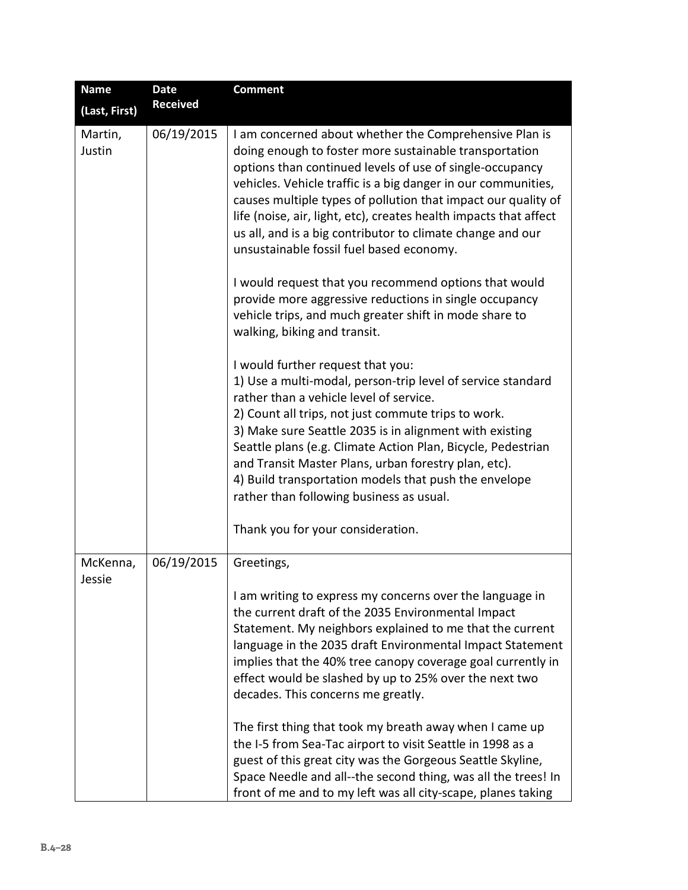| Name (Last, First) | Date Received | Comment |
|---|---|---|
| Martin, Justin | 06/19/2015 | I am concerned about whether the Comprehensive Plan is doing enough to foster more sustainable transportation options than continued levels of use of single-occupancy vehicles. Vehicle traffic is a big danger in our communities, causes multiple types of pollution that impact our quality of life (noise, air, light, etc), creates health impacts that affect us all, and is a big contributor to climate change and our unsustainable fossil fuel based economy.<br><br>I would request that you recommend options that would provide more aggressive reductions in single occupancy vehicle trips, and much greater shift in mode share to walking, biking and transit.<br><br>I would further request that you:<br>1) Use a multi-modal, person-trip level of service standard rather than a vehicle level of service.<br>2) Count all trips, not just commute trips to work.<br>3) Make sure Seattle 2035 is in alignment with existing Seattle plans (e.g. Climate Action Plan, Bicycle, Pedestrian and Transit Master Plans, urban forestry plan, etc).<br>4) Build transportation models that push the envelope rather than following business as usual.<br><br>Thank you for your consideration. |
| McKenna, Jessie | 06/19/2015 | Greetings,<br><br>I am writing to express my concerns over the language in the current draft of the 2035 Environmental Impact Statement. My neighbors explained to me that the current language in the 2035 draft Environmental Impact Statement implies that the 40% tree canopy coverage goal currently in effect would be slashed by up to 25% over the next two decades. This concerns me greatly.<br><br>The first thing that took my breath away when I came up the I-5 from Sea-Tac airport to visit Seattle in 1998 as a guest of this great city was the Gorgeous Seattle Skyline, Space Needle and all--the second thing, was all the trees! In front of me and to my left was all city-scape, planes taking |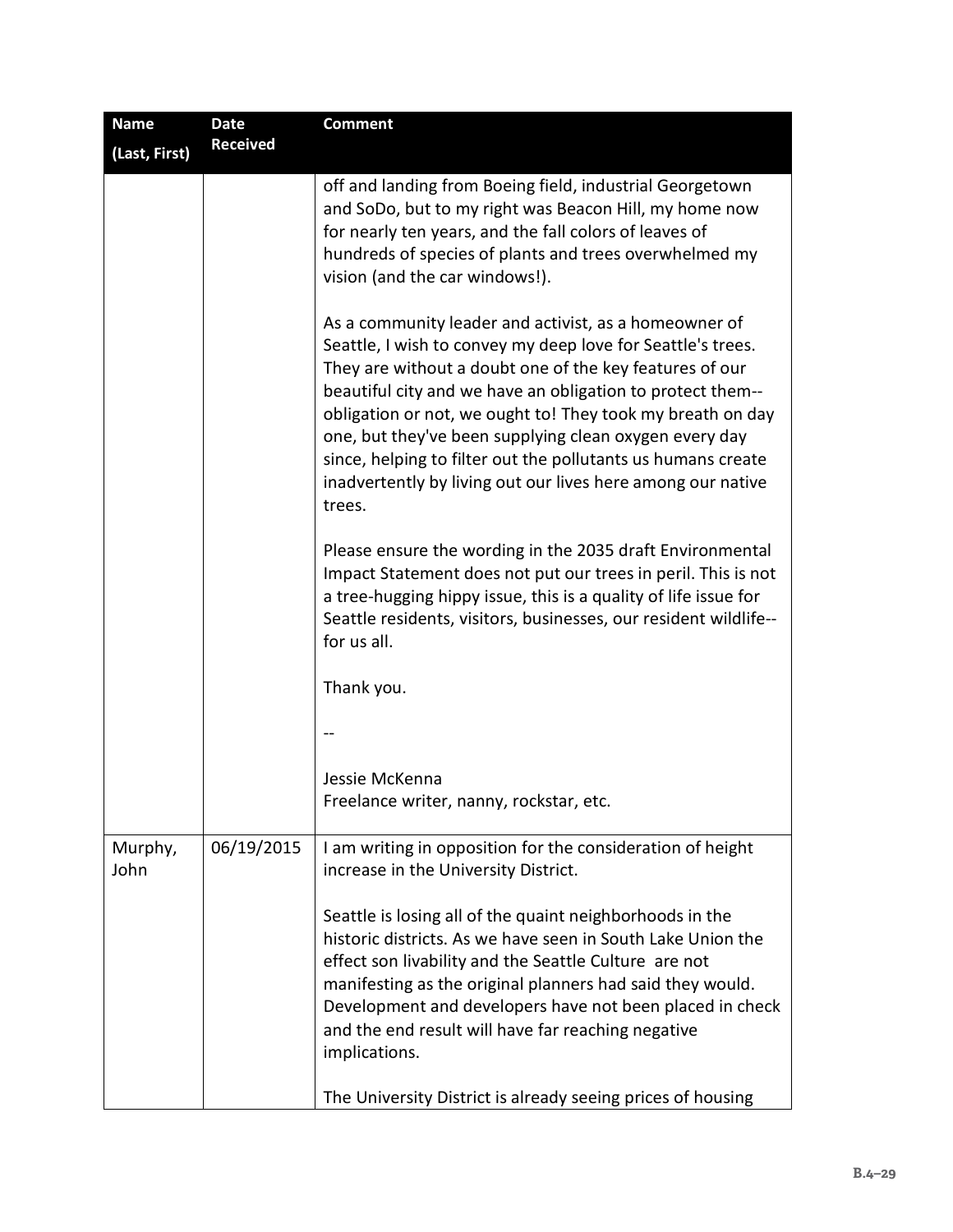| Name (Last, First) | Date Received | Comment |
|---|---|---|
| | | off and landing from Boeing field, industrial Georgetown and SoDo, but to my right was Beacon Hill, my home now for nearly ten years, and the fall colors of leaves of hundreds of species of plants and trees overwhelmed my vision (and the car windows!).<br><br>As a community leader and activist, as a homeowner of Seattle, I wish to convey my deep love for Seattle's trees. They are without a doubt one of the key features of our beautiful city and we have an obligation to protect them--obligation or not, we ought to! They took my breath on day one, but they've been supplying clean oxygen every day since, helping to filter out the pollutants us humans create inadvertently by living out our lives here among our native trees.<br><br>Please ensure the wording in the 2035 draft Environmental Impact Statement does not put our trees in peril. This is not a tree-hugging hippy issue, this is a quality of life issue for Seattle residents, visitors, businesses, our resident wildlife--for us all.<br><br>Thank you.<br><br>--<br><br>Jessie McKenna<br>Freelance writer, nanny, rockstar, etc. |
| Murphy, John | 06/19/2015 | I am writing in opposition for the consideration of height increase in the University District.<br><br>Seattle is losing all of the quaint neighborhoods in the historic districts. As we have seen in South Lake Union the effect son livability and the Seattle Culture are not manifesting as the original planners had said they would. Development and developers have not been placed in check and the end result will have far reaching negative implications.<br><br>The University District is already seeing prices of housing |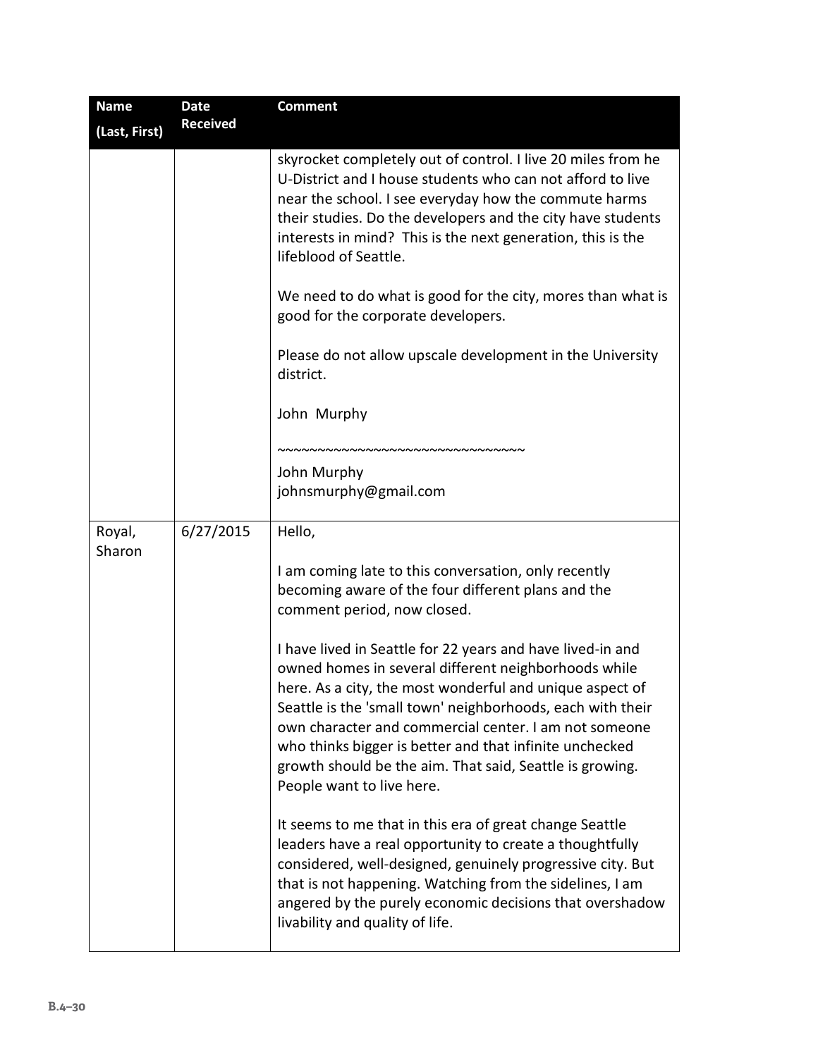| Name (Last, First) | Date Received | Comment |
| --- | --- | --- |
| | | skyrocket completely out of control. I live 20 miles from he U-District and I house students who can not afford to live near the school. I see everyday how the commute harms their studies. Do the developers and the city have students interests in mind? This is the next generation, this is the lifeblood of Seattle.<br><br>We need to do what is good for the city, mores than what is good for the corporate developers.<br><br>Please do not allow upscale development in the University district.<br><br>John Murphy<br><br>~~~~~~~~~~~~~~~~~~~~~~~~~~~~~~~~<br>John Murphy<br>johnsmurphy@gmail.com |
| Royal, Sharon | 6/27/2015 | Hello,<br><br>I am coming late to this conversation, only recently becoming aware of the four different plans and the comment period, now closed.<br><br>I have lived in Seattle for 22 years and have lived-in and owned homes in several different neighborhoods while here. As a city, the most wonderful and unique aspect of Seattle is the 'small town' neighborhoods, each with their own character and commercial center. I am not someone who thinks bigger is better and that infinite unchecked growth should be the aim. That said, Seattle is growing. People want to live here.<br><br>It seems to me that in this era of great change Seattle leaders have a real opportunity to create a thoughtfully considered, well-designed, genuinely progressive city. But that is not happening. Watching from the sidelines, I am angered by the purely economic decisions that overshadow livability and quality of life. |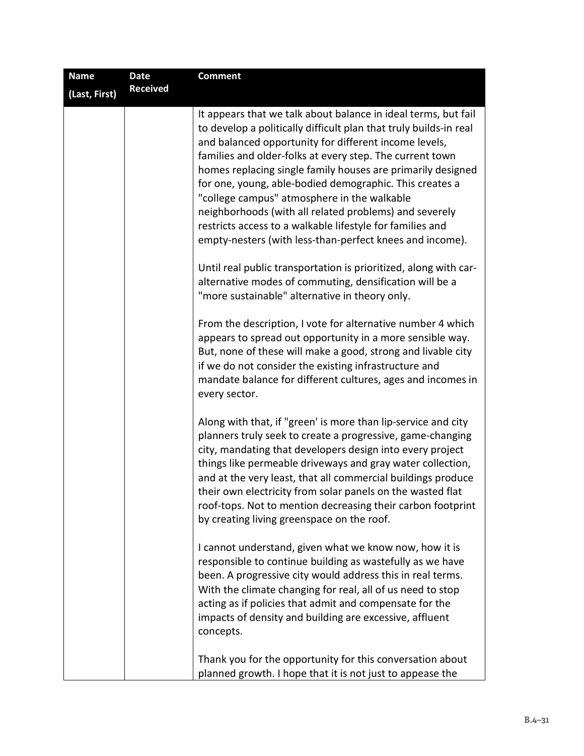| Name (Last, First) | Date Received | Comment |
|---|---|---|
| | | It appears that we talk about balance in ideal terms, but fail to develop a politically difficult plan that truly builds-in real and balanced opportunity for different income levels, families and older-folks at every step. The current town homes replacing single family houses are primarily designed for one, young, able-bodied demographic. This creates a "college campus" atmosphere in the walkable neighborhoods (with all related problems) and severely restricts access to a walkable lifestyle for families and empty-nesters (with less-than-perfect knees and income).<br><br>Until real public transportation is prioritized, along with car-alternative modes of commuting, densification will be a "more sustainable" alternative in theory only.<br><br>From the description, I vote for alternative number 4 which appears to spread out opportunity in a more sensible way. But, none of these will make a good, strong and livable city if we do not consider the existing infrastructure and mandate balance for different cultures, ages and incomes in every sector.<br><br>Along with that, if "green' is more than lip-service and city planners truly seek to create a progressive, game-changing city, mandating that developers design into every project things like permeable driveways and gray water collection, and at the very least, that all commercial buildings produce their own electricity from solar panels on the wasted flat roof-tops. Not to mention decreasing their carbon footprint by creating living greenspace on the roof.<br><br>I cannot understand, given what we know now, how it is responsible to continue building as wastefully as we have been. A progressive city would address this in real terms. With the climate changing for real, all of us need to stop acting as if policies that admit and compensate for the impacts of density and building are excessive, affluent concepts.<br><br>Thank you for the opportunity for this conversation about planned growth. I hope that it is not just to appease the |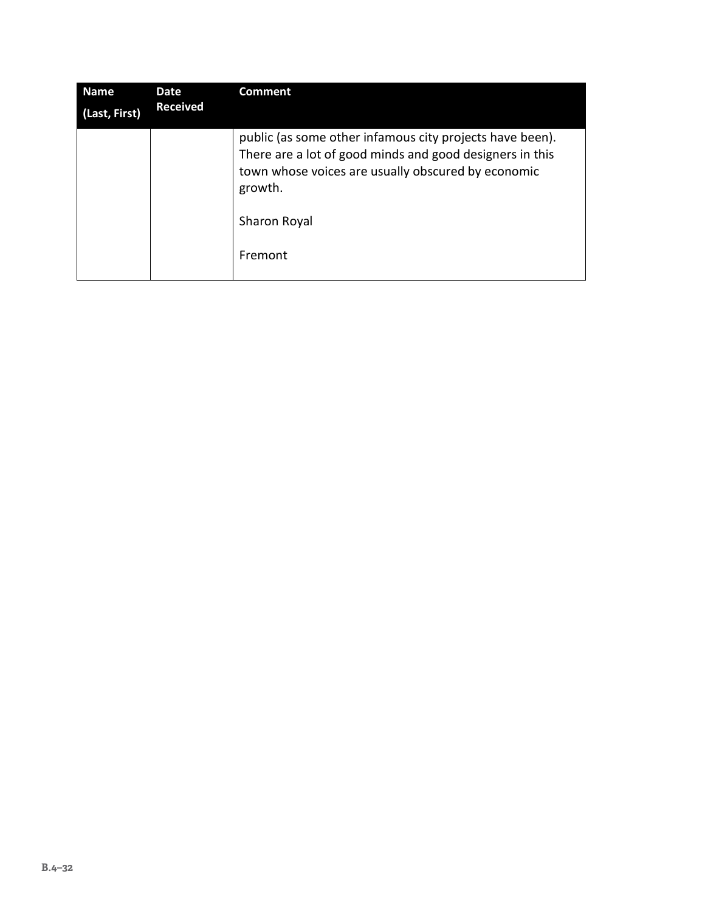| Name (Last, First) | Date Received | Comment |
|---|---|---|
| | | public (as some other infamous city projects have been). There are a lot of good minds and good designers in this town whose voices are usually obscured by economic growth.<br><br>Sharon Royal<br><br>Fremont |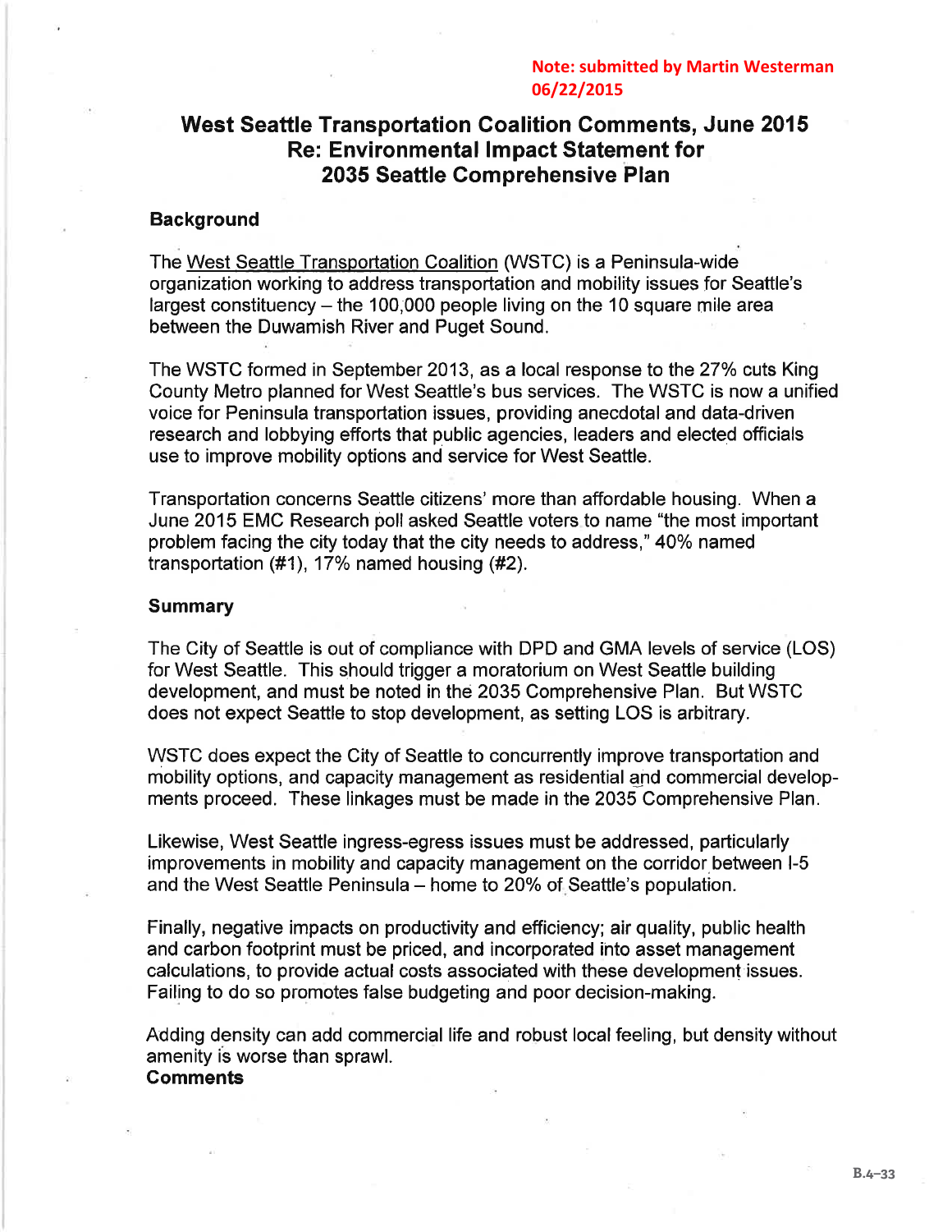Note: submitted by Martin Westerman 06/22/2015

# West Seattle Transportation Coalition Comments, June 2015
# Re: Environmental Impact Statement for 2035 Seattle Comprehensive Plan

## Background

The West Seattle Transportation Coalition (WSTC) is a Peninsula-wide organization working to address transportation and mobility issues for Seattle's largest constituency – the 100,000 people living on the 10 square mile area between the Duwamish River and Puget Sound.

The WSTC formed in September 2013, as a local response to the 27% cuts King County Metro planned for West Seattle's bus services. The WSTC is now a unified voice for Peninsula transportation issues, providing anecdotal and data-driven research and lobbying efforts that public agencies, leaders and elected officials use to improve mobility options and service for West Seattle.

Transportation concerns Seattle citizens' more than affordable housing. When a June 2015 EMC Research poll asked Seattle voters to name "the most important problem facing the city today that the city needs to address," 40% named transportation (#1), 17% named housing (#2).

## Summary

The City of Seattle is out of compliance with DPD and GMA levels of service (LOS) for West Seattle. This should trigger a moratorium on West Seattle building development, and must be noted in the 2035 Comprehensive Plan. But WSTC does not expect Seattle to stop development, as setting LOS is arbitrary.

WSTC does expect the City of Seattle to concurrently improve transportation and mobility options, and capacity management as residential and commercial developments proceed. These linkages must be made in the 2035 Comprehensive Plan.

Likewise, West Seattle ingress-egress issues must be addressed, particularly improvements in mobility and capacity management on the corridor between I-5 and the West Seattle Peninsula – home to 20% of Seattle's population.

Finally, negative impacts on productivity and efficiency; air quality, public health and carbon footprint must be priced, and incorporated into asset management calculations, to provide actual costs associated with these development issues. Failing to do so promotes false budgeting and poor decision-making.

Adding density can add commercial life and robust local feeling, but density without amenity is worse than sprawl.

## Comments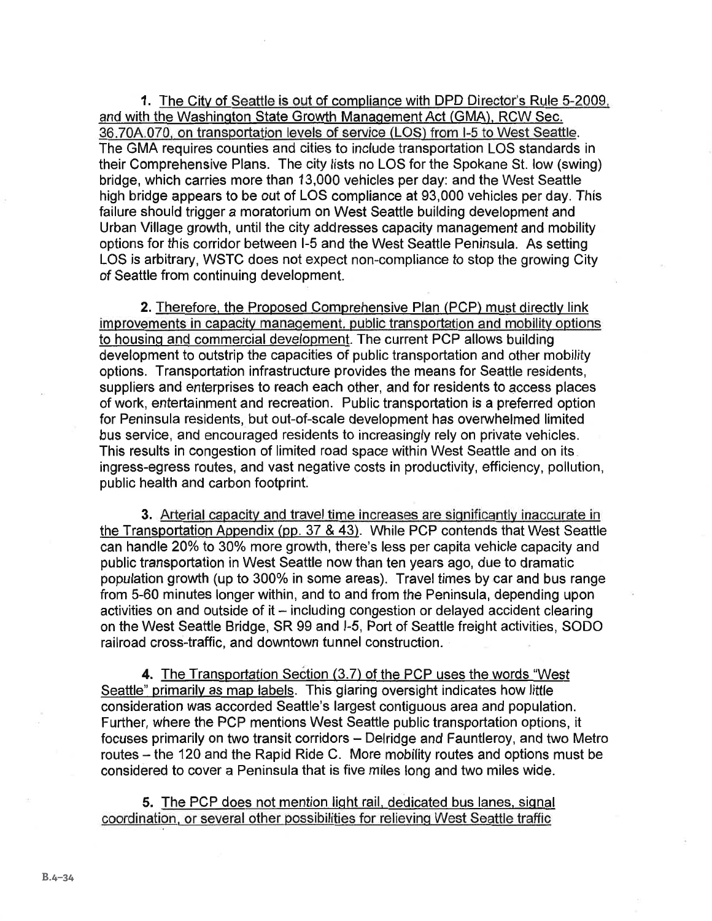**1.** The City of Seattle is out of compliance with DPD Director's Rule 5-2009, and with the Washington State Growth Management Act (GMA), RCW Sec. 36.70A.070, on transportation levels of service (LOS) from I-5 to West Seattle. The GMA requires counties and cities to include transportation LOS standards in their Comprehensive Plans. The city lists no LOS for the Spokane St. low (swing) bridge, which carries more than 13,000 vehicles per day: and the West Seattle high bridge appears to be out of LOS compliance at 93,000 vehicles per day. This failure should trigger a moratorium on West Seattle building development and Urban Village growth, until the city addresses capacity management and mobility options for this corridor between I-5 and the West Seattle Peninsula. As setting LOS is arbitrary, WSTC does not expect non-compliance to stop the growing City of Seattle from continuing development.

**2.** Therefore, the Proposed Comprehensive Plan (PCP) must directly link improvements in capacity management, public transportation and mobility options to housing and commercial development. The current PCP allows building development to outstrip the capacities of public transportation and other mobility options. Transportation infrastructure provides the means for Seattle residents, suppliers and enterprises to reach each other, and for residents to access places of work, entertainment and recreation. Public transportation is a preferred option for Peninsula residents, but out-of-scale development has overwhelmed limited bus service, and encouraged residents to increasingly rely on private vehicles. This results in congestion of limited road space within West Seattle and on its ingress-egress routes, and vast negative costs in productivity, efficiency, pollution, public health and carbon footprint.

**3.** Arterial capacity and travel time increases are significantly inaccurate in the Transportation Appendix (pp. 37 & 43). While PCP contends that West Seattle can handle 20% to 30% more growth, there's less per capita vehicle capacity and public transportation in West Seattle now than ten years ago, due to dramatic population growth (up to 300% in some areas). Travel times by car and bus range from 5-60 minutes longer within, and to and from the Peninsula, depending upon activities on and outside of it – including congestion or delayed accident clearing on the West Seattle Bridge, SR 99 and I-5, Port of Seattle freight activities, SODO railroad cross-traffic, and downtown tunnel construction.

**4.** The Transportation Section (3.7) of the PCP uses the words "West Seattle" primarily as map labels. This glaring oversight indicates how little consideration was accorded Seattle's largest contiguous area and population. Further, where the PCP mentions West Seattle public transportation options, it focuses primarily on two transit corridors – Delridge and Fauntleroy, and two Metro routes – the 120 and the Rapid Ride C. More mobility routes and options must be considered to cover a Peninsula that is five miles long and two miles wide.

**5.** The PCP does not mention light rail, dedicated bus lanes, signal coordination, or several other possibilities for relieving West Seattle traffic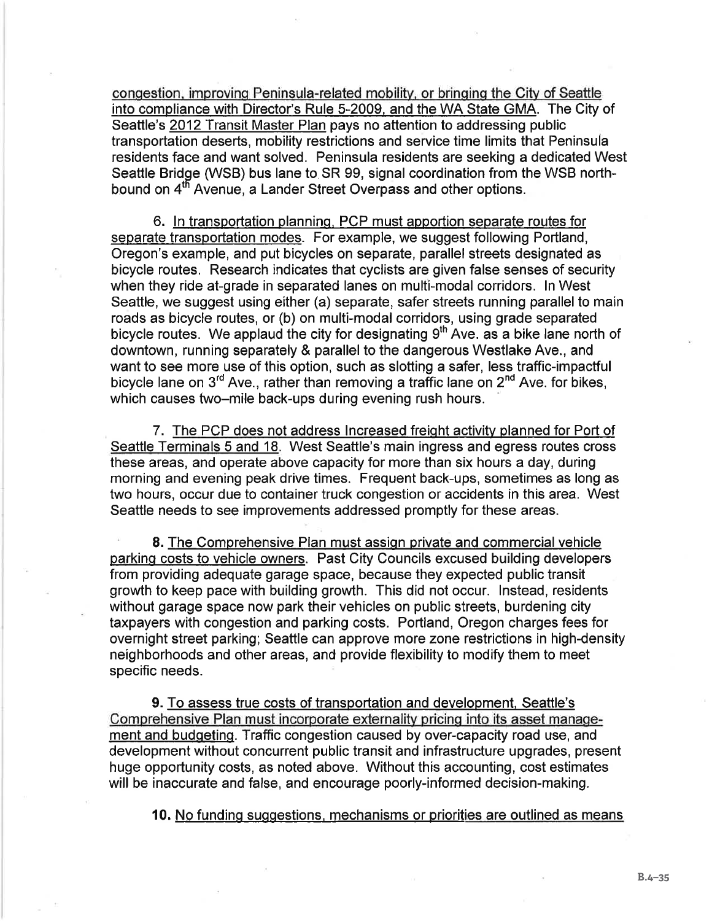congestion, improving Peninsula-related mobility, or bringing the City of Seattle into compliance with Director's Rule 5-2009, and the WA State GMA. The City of Seattle's 2012 Transit Master Plan pays no attention to addressing public transportation deserts, mobility restrictions and service time limits that Peninsula residents face and want solved. Peninsula residents are seeking a dedicated West Seattle Bridge (WSB) bus lane to SR 99, signal coordination from the WSB north-bound on 4th Avenue, a Lander Street Overpass and other options.

6. In transportation planning, PCP must apportion separate routes for separate transportation modes. For example, we suggest following Portland, Oregon's example, and put bicycles on separate, parallel streets designated as bicycle routes. Research indicates that cyclists are given false senses of security when they ride at-grade in separated lanes on multi-modal corridors. In West Seattle, we suggest using either (a) separate, safer streets running parallel to main roads as bicycle routes, or (b) on multi-modal corridors, using grade separated bicycle routes. We applaud the city for designating 9th Ave. as a bike lane north of downtown, running separately & parallel to the dangerous Westlake Ave., and want to see more use of this option, such as slotting a safer, less traffic-impactful bicycle lane on 3rd Ave., rather than removing a traffic lane on 2nd Ave. for bikes, which causes two–mile back-ups during evening rush hours.

7. The PCP does not address Increased freight activity planned for Port of Seattle Terminals 5 and 18. West Seattle's main ingress and egress routes cross these areas, and operate above capacity for more than six hours a day, during morning and evening peak drive times. Frequent back-ups, sometimes as long as two hours, occur due to container truck congestion or accidents in this area. West Seattle needs to see improvements addressed promptly for these areas.

**8.** The Comprehensive Plan must assign private and commercial vehicle parking costs to vehicle owners. Past City Councils excused building developers from providing adequate garage space, because they expected public transit growth to keep pace with building growth. This did not occur. Instead, residents without garage space now park their vehicles on public streets, burdening city taxpayers with congestion and parking costs. Portland, Oregon charges fees for overnight street parking; Seattle can approve more zone restrictions in high-density neighborhoods and other areas, and provide flexibility to modify them to meet specific needs.

**9.** To assess true costs of transportation and development, Seattle's Comprehensive Plan must incorporate externality pricing into its asset management and budgeting. Traffic congestion caused by over-capacity road use, and development without concurrent public transit and infrastructure upgrades, present huge opportunity costs, as noted above. Without this accounting, cost estimates will be inaccurate and false, and encourage poorly-informed decision-making.

**10.** No funding suggestions, mechanisms or priorities are outlined as means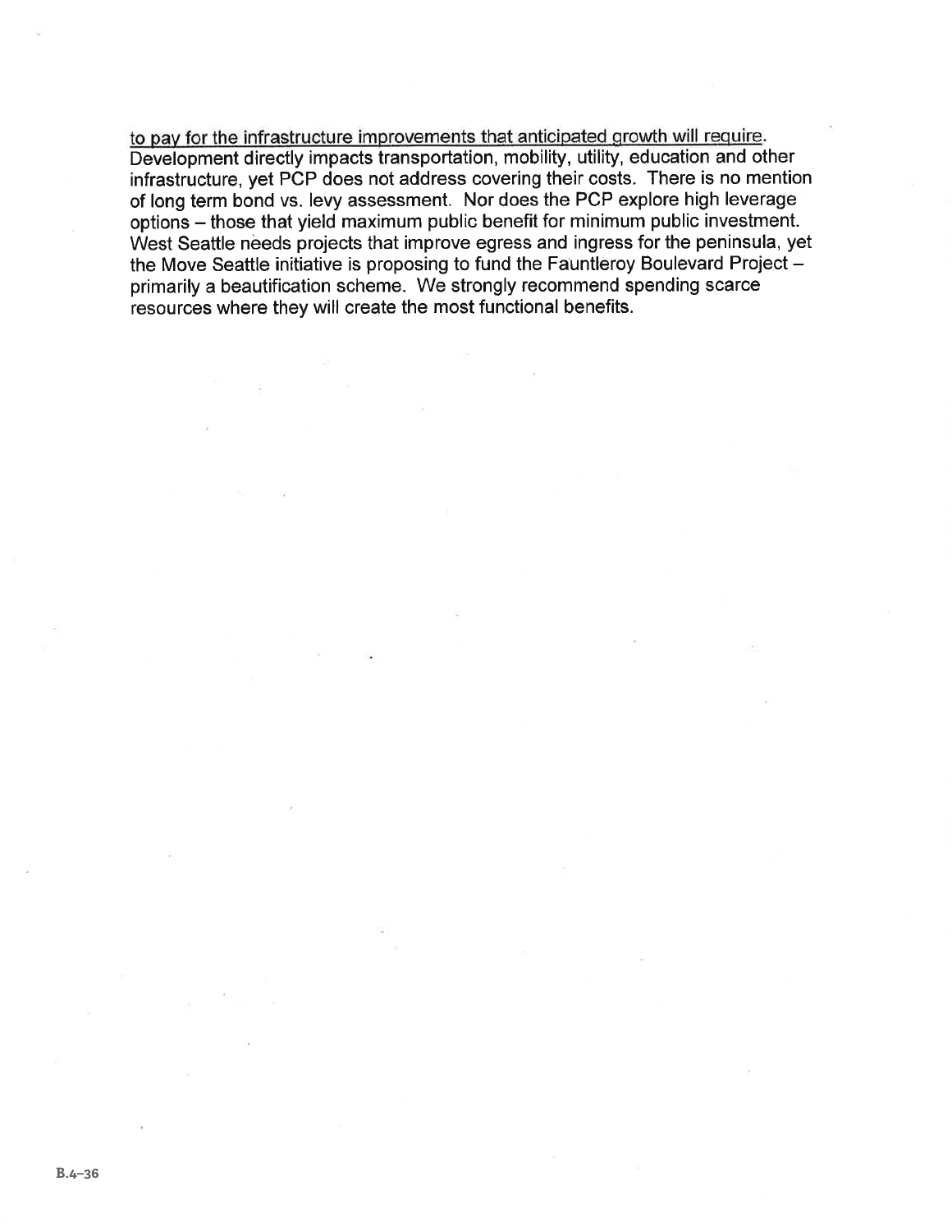<u>to pay for the infrastructure improvements that anticipated growth will require</u>. Development directly impacts transportation, mobility, utility, education and other infrastructure, yet PCP does not address covering their costs. There is no mention of long term bond vs. levy assessment. Nor does the PCP explore high leverage options – those that yield maximum public benefit for minimum public investment. West Seattle needs projects that improve egress and ingress for the peninsula, yet the Move Seattle initiative is proposing to fund the Fauntleroy Boulevard Project – primarily a beautification scheme. We strongly recommend spending scarce resources where they will create the most functional benefits.